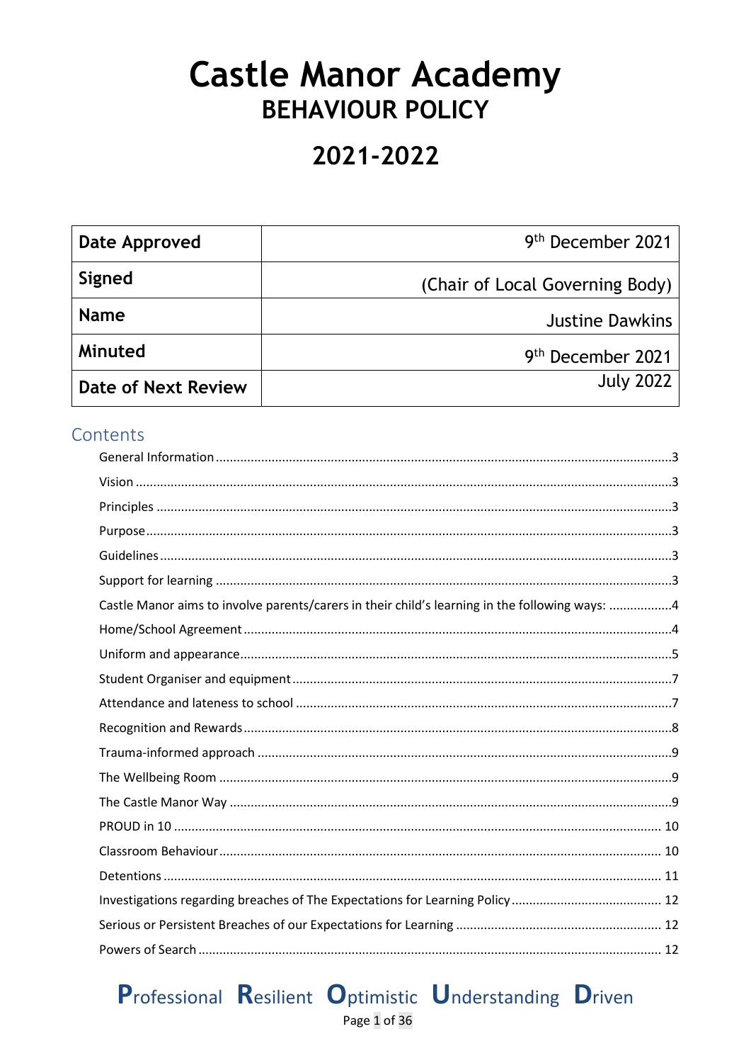# Castle Manor Academy

## BEHAVIOUR POLICY

## 2021-2022

| Date Approved | 9th December 2021 |
|---|---|
| Signed | (Chair of Local Governing Body) |
| Name | Justine Dawkins |
| Minuted | 9th December 2021 |
| Date of Next Review | July 2022 |

## Contents

- General Information ..... 3
- Vision ..... 3
- Principles ..... 3
- Purpose ..... 3
- Guidelines ..... 3
- Support for learning ..... 3
- Castle Manor aims to involve parents/carers in their child's learning in the following ways: ..... 4
- Home/School Agreement ..... 4
- Uniform and appearance ..... 5
- Student Organiser and equipment ..... 7
- Attendance and lateness to school ..... 7
- Recognition and Rewards ..... 8
- Trauma-informed approach ..... 9
- The Wellbeing Room ..... 9
- The Castle Manor Way ..... 9
- PROUD in 10 ..... 10
- Classroom Behaviour ..... 10
- Detentions ..... 11
- Investigations regarding breaches of The Expectations for Learning Policy ..... 12
- Serious or Persistent Breaches of our Expectations for Learning ..... 12
- Powers of Search ..... 12

**P**rofessional **R**esilient **O**ptimistic **U**nderstanding **D**riven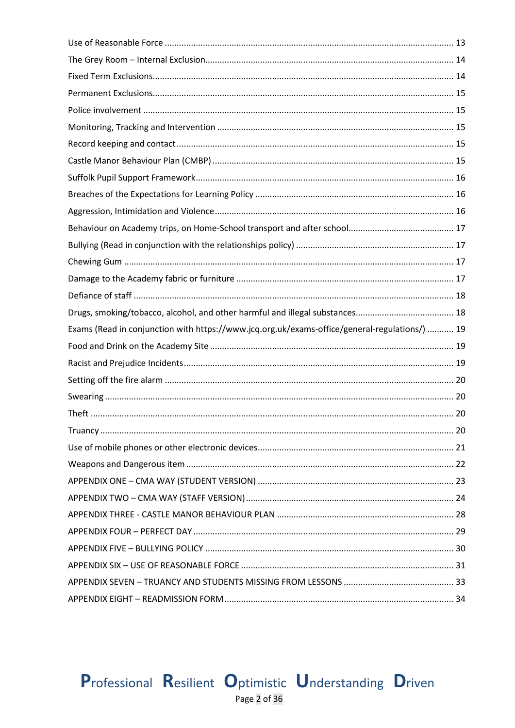Use of Reasonable Force ........................................................................................................ 13

The Grey Room – Internal Exclusion....................................................................................... 14

Fixed Term Exclusions............................................................................................................. 14

Permanent Exclusions............................................................................................................. 15

Police involvement ................................................................................................................. 15

Monitoring, Tracking and Intervention .................................................................................. 15

Record keeping and contact ................................................................................................... 15

Castle Manor Behaviour Plan (CMBP) .................................................................................... 15

Suffolk Pupil Support Framework........................................................................................... 16

Breaches of the Expectations for Learning Policy .................................................................. 16

Aggression, Intimidation and Violence................................................................................... 16

Behaviour on Academy trips, on Home-School transport and after school............................ 17

Bullying (Read in conjunction with the relationships policy) ................................................. 17

Chewing Gum ......................................................................................................................... 17

Damage to the Academy fabric or furniture .......................................................................... 17

Defiance of staff ..................................................................................................................... 18

Drugs, smoking/tobacco, alcohol, and other harmful and illegal substances......................................... 18

Exams (Read in conjunction with https://www.jcq.org.uk/exams-office/general-regulations/) ........... 19

Food and Drink on the Academy Site ..................................................................................... 19

Racist and Prejudice Incidents................................................................................................ 19

Setting off the fire alarm ........................................................................................................ 20

Swearing ................................................................................................................................. 20

Theft ....................................................................................................................................... 20

Truancy ................................................................................................................................... 20

Use of mobile phones or other electronic devices................................................................. 21

Weapons and Dangerous item ............................................................................................... 22

APPENDIX ONE – CMA WAY (STUDENT VERSION) ................................................................. 23

APPENDIX TWO – CMA WAY (STAFF VERSION)....................................................................... 24

APPENDIX THREE - CASTLE MANOR BEHAVIOUR PLAN .......................................................... 28

APPENDIX FOUR – PERFECT DAY ............................................................................................ 29

APPENDIX FIVE – BULLYING POLICY ....................................................................................... 30

APPENDIX SIX – USE OF REASONABLE FORCE ........................................................................ 31

APPENDIX SEVEN – TRUANCY AND STUDENTS MISSING FROM LESSONS .............................. 33

APPENDIX EIGHT – READMISSION FORM ............................................................................... 34

**P**rofessional **R**esilient **O**ptimistic **U**nderstanding **D**riven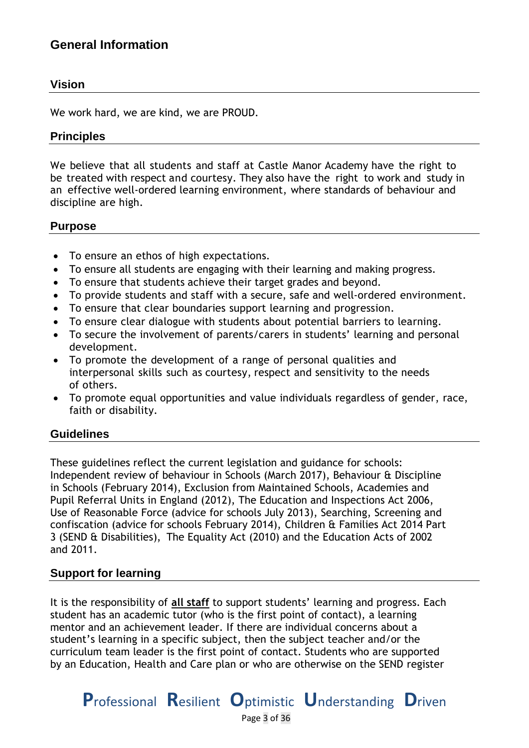# General Information

## Vision

We work hard, we are kind, we are PROUD.

## Principles

We believe that all students and staff at Castle Manor Academy have the right to be treated with respect and courtesy. They also have the right to work and study in an effective well-ordered learning environment, where standards of behaviour and discipline are high.

## Purpose

- To ensure an ethos of high expectations.
- To ensure all students are engaging with their learning and making progress.
- To ensure that students achieve their target grades and beyond.
- To provide students and staff with a secure, safe and well-ordered environment.
- To ensure that clear boundaries support learning and progression.
- To ensure clear dialogue with students about potential barriers to learning.
- To secure the involvement of parents/carers in students' learning and personal development.
- To promote the development of a range of personal qualities and interpersonal skills such as courtesy, respect and sensitivity to the needs of others.
- To promote equal opportunities and value individuals regardless of gender, race, faith or disability.

## Guidelines

These guidelines reflect the current legislation and guidance for schools: Independent review of behaviour in Schools (March 2017), Behaviour & Discipline in Schools (February 2014), Exclusion from Maintained Schools, Academies and Pupil Referral Units in England (2012), The Education and Inspections Act 2006, Use of Reasonable Force (advice for schools July 2013), Searching, Screening and confiscation (advice for schools February 2014), Children & Families Act 2014 Part 3 (SEND & Disabilities), The Equality Act (2010) and the Education Acts of 2002 and 2011.

## Support for learning

It is the responsibility of **all staff** to support students' learning and progress. Each student has an academic tutor (who is the first point of contact), a learning mentor and an achievement leader. If there are individual concerns about a student's learning in a specific subject, then the subject teacher and/or the curriculum team leader is the first point of contact. Students who are supported by an Education, Health and Care plan or who are otherwise on the SEND register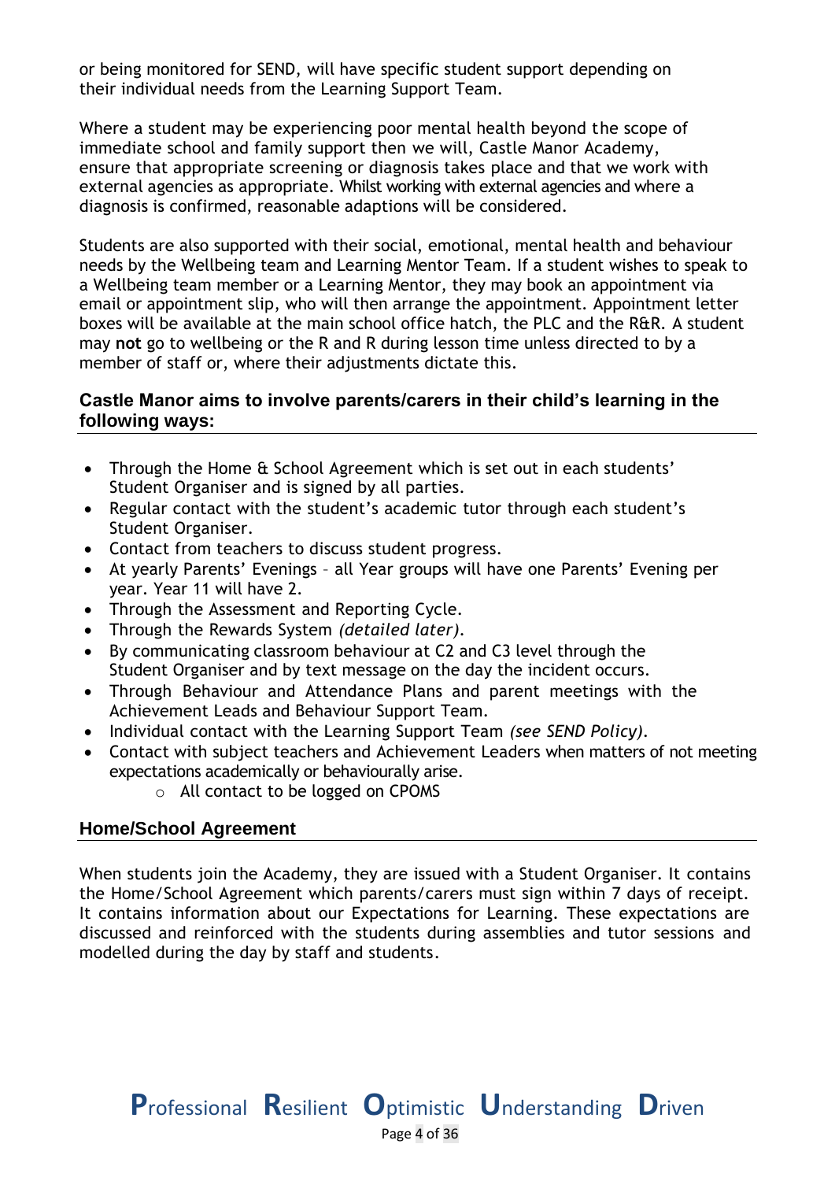or being monitored for SEND, will have specific student support depending on their individual needs from the Learning Support Team.

Where a student may be experiencing poor mental health beyond the scope of immediate school and family support then we will, Castle Manor Academy, ensure that appropriate screening or diagnosis takes place and that we work with external agencies as appropriate. Whilst working with external agencies and where a diagnosis is confirmed, reasonable adaptions will be considered.

Students are also supported with their social, emotional, mental health and behaviour needs by the Wellbeing team and Learning Mentor Team. If a student wishes to speak to a Wellbeing team member or a Learning Mentor, they may book an appointment via email or appointment slip, who will then arrange the appointment. Appointment letter boxes will be available at the main school office hatch, the PLC and the R&R. A student may **not** go to wellbeing or the R and R during lesson time unless directed to by a member of staff or, where their adjustments dictate this.

## Castle Manor aims to involve parents/carers in their child's learning in the following ways:

- Through the Home & School Agreement which is set out in each students' Student Organiser and is signed by all parties.
- Regular contact with the student's academic tutor through each student's Student Organiser.
- Contact from teachers to discuss student progress.
- At yearly Parents' Evenings – all Year groups will have one Parents' Evening per year. Year 11 will have 2.
- Through the Assessment and Reporting Cycle.
- Through the Rewards System *(detailed later)*.
- By communicating classroom behaviour at C2 and C3 level through the Student Organiser and by text message on the day the incident occurs.
- Through Behaviour and Attendance Plans and parent meetings with the Achievement Leads and Behaviour Support Team.
- Individual contact with the Learning Support Team *(see SEND Policy)*.
- Contact with subject teachers and Achievement Leaders when matters of not meeting expectations academically or behaviourally arise.
  - All contact to be logged on CPOMS

## Home/School Agreement

When students join the Academy, they are issued with a Student Organiser. It contains the Home/School Agreement which parents/carers must sign within 7 days of receipt. It contains information about our Expectations for Learning. These expectations are discussed and reinforced with the students during assemblies and tutor sessions and modelled during the day by staff and students.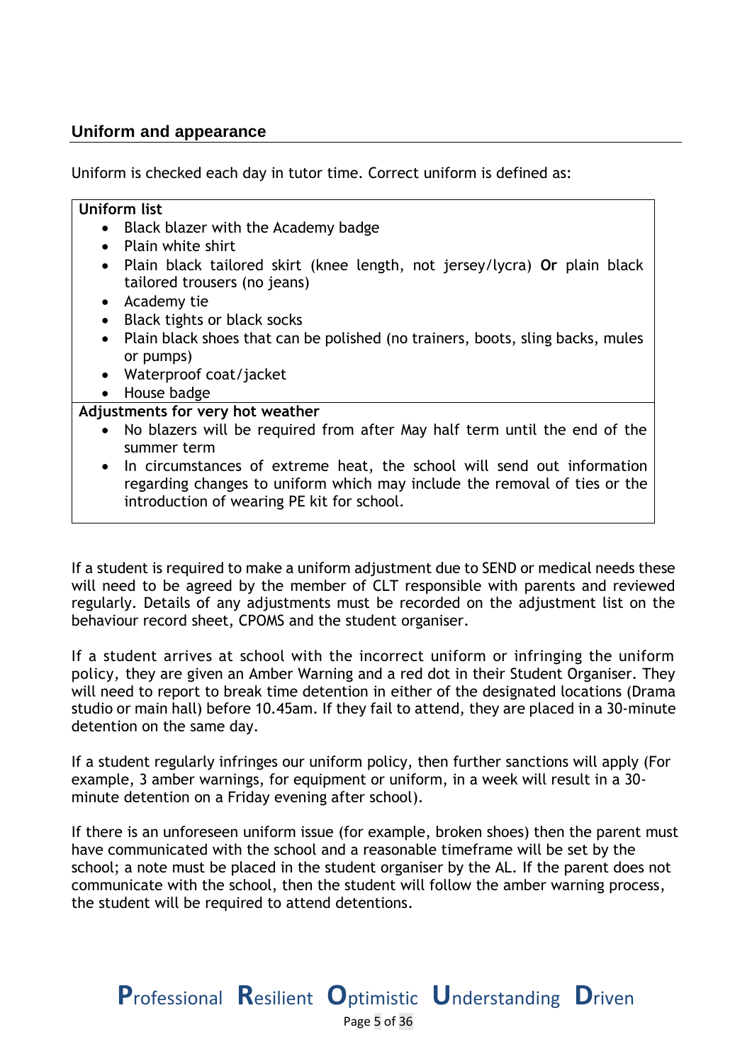## Uniform and appearance

Uniform is checked each day in tutor time. Correct uniform is defined as:

**Uniform list**

- Black blazer with the Academy badge
- Plain white shirt
- Plain black tailored skirt (knee length, not jersey/lycra) **Or** plain black tailored trousers (no jeans)
- Academy tie
- Black tights or black socks
- Plain black shoes that can be polished (no trainers, boots, sling backs, mules or pumps)
- Waterproof coat/jacket
- House badge

**Adjustments for very hot weather**

- No blazers will be required from after May half term until the end of the summer term
- In circumstances of extreme heat, the school will send out information regarding changes to uniform which may include the removal of ties or the introduction of wearing PE kit for school.

If a student is required to make a uniform adjustment due to SEND or medical needs these will need to be agreed by the member of CLT responsible with parents and reviewed regularly. Details of any adjustments must be recorded on the adjustment list on the behaviour record sheet, CPOMS and the student organiser.

If a student arrives at school with the incorrect uniform or infringing the uniform policy, they are given an Amber Warning and a red dot in their Student Organiser. They will need to report to break time detention in either of the designated locations (Drama studio or main hall) before 10.45am. If they fail to attend, they are placed in a 30-minute detention on the same day.

If a student regularly infringes our uniform policy, then further sanctions will apply (For example, 3 amber warnings, for equipment or uniform, in a week will result in a 30-minute detention on a Friday evening after school).

If there is an unforeseen uniform issue (for example, broken shoes) then the parent must have communicated with the school and a reasonable timeframe will be set by the school; a note must be placed in the student organiser by the AL. If the parent does not communicate with the school, then the student will follow the amber warning process, the student will be required to attend detentions.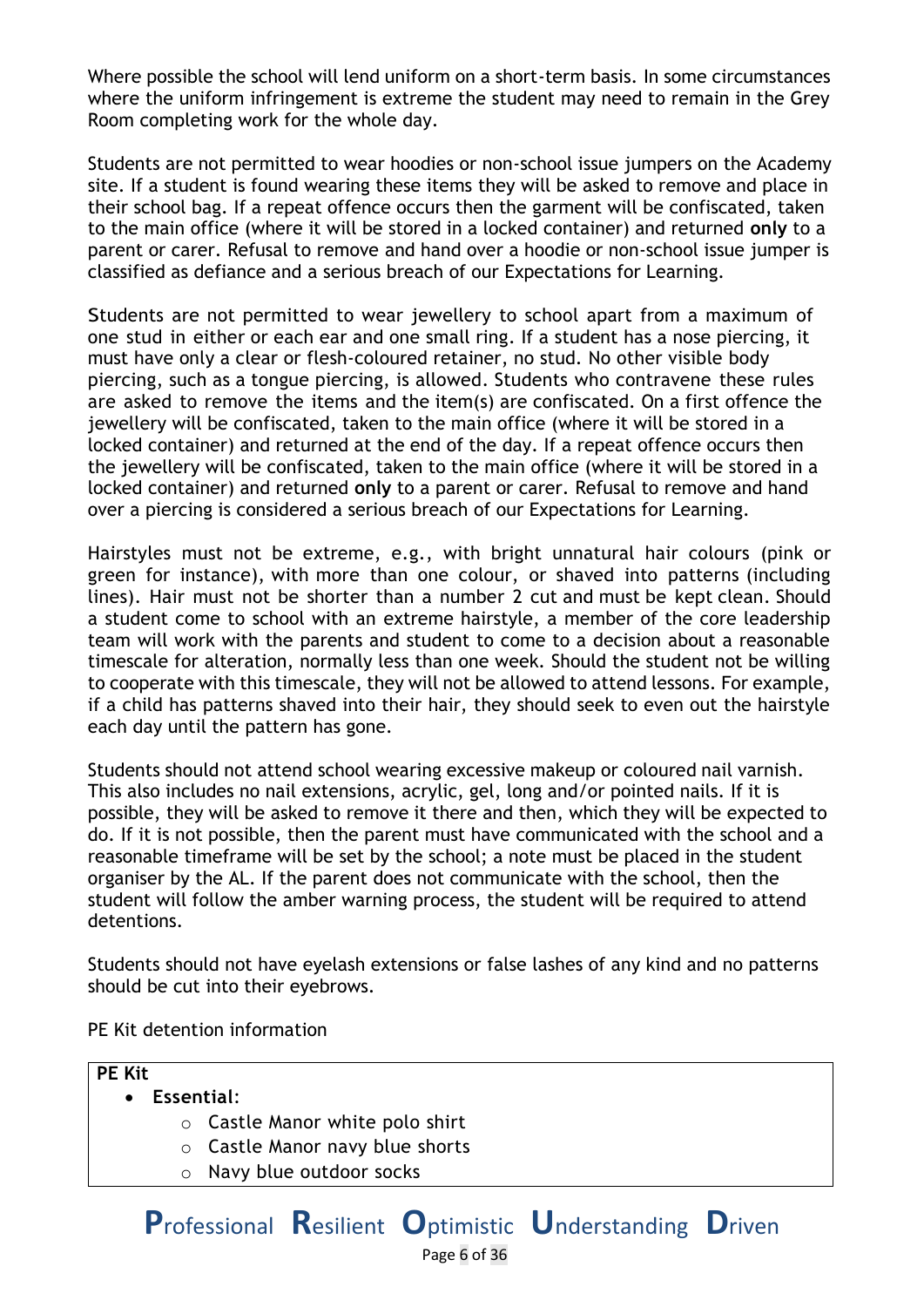Where possible the school will lend uniform on a short-term basis. In some circumstances where the uniform infringement is extreme the student may need to remain in the Grey Room completing work for the whole day.

Students are not permitted to wear hoodies or non-school issue jumpers on the Academy site. If a student is found wearing these items they will be asked to remove and place in their school bag. If a repeat offence occurs then the garment will be confiscated, taken to the main office (where it will be stored in a locked container) and returned **only** to a parent or carer. Refusal to remove and hand over a hoodie or non-school issue jumper is classified as defiance and a serious breach of our Expectations for Learning.

Students are not permitted to wear jewellery to school apart from a maximum of one stud in either or each ear and one small ring. If a student has a nose piercing, it must have only a clear or flesh-coloured retainer, no stud. No other visible body piercing, such as a tongue piercing, is allowed. Students who contravene these rules are asked to remove the items and the item(s) are confiscated. On a first offence the jewellery will be confiscated, taken to the main office (where it will be stored in a locked container) and returned at the end of the day. If a repeat offence occurs then the jewellery will be confiscated, taken to the main office (where it will be stored in a locked container) and returned **only** to a parent or carer. Refusal to remove and hand over a piercing is considered a serious breach of our Expectations for Learning.

Hairstyles must not be extreme, e.g., with bright unnatural hair colours (pink or green for instance), with more than one colour, or shaved into patterns (including lines). Hair must not be shorter than a number 2 cut and must be kept clean. Should a student come to school with an extreme hairstyle, a member of the core leadership team will work with the parents and student to come to a decision about a reasonable timescale for alteration, normally less than one week. Should the student not be willing to cooperate with this timescale, they will not be allowed to attend lessons. For example, if a child has patterns shaved into their hair, they should seek to even out the hairstyle each day until the pattern has gone.

Students should not attend school wearing excessive makeup or coloured nail varnish. This also includes no nail extensions, acrylic, gel, long and/or pointed nails. If it is possible, they will be asked to remove it there and then, which they will be expected to do. If it is not possible, then the parent must have communicated with the school and a reasonable timeframe will be set by the school; a note must be placed in the student organiser by the AL. If the parent does not communicate with the school, then the student will follow the amber warning process, the student will be required to attend detentions.

Students should not have eyelash extensions or false lashes of any kind and no patterns should be cut into their eyebrows.

PE Kit detention information

**PE Kit**

- **Essential**:
  - Castle Manor white polo shirt
  - Castle Manor navy blue shorts
  - Navy blue outdoor socks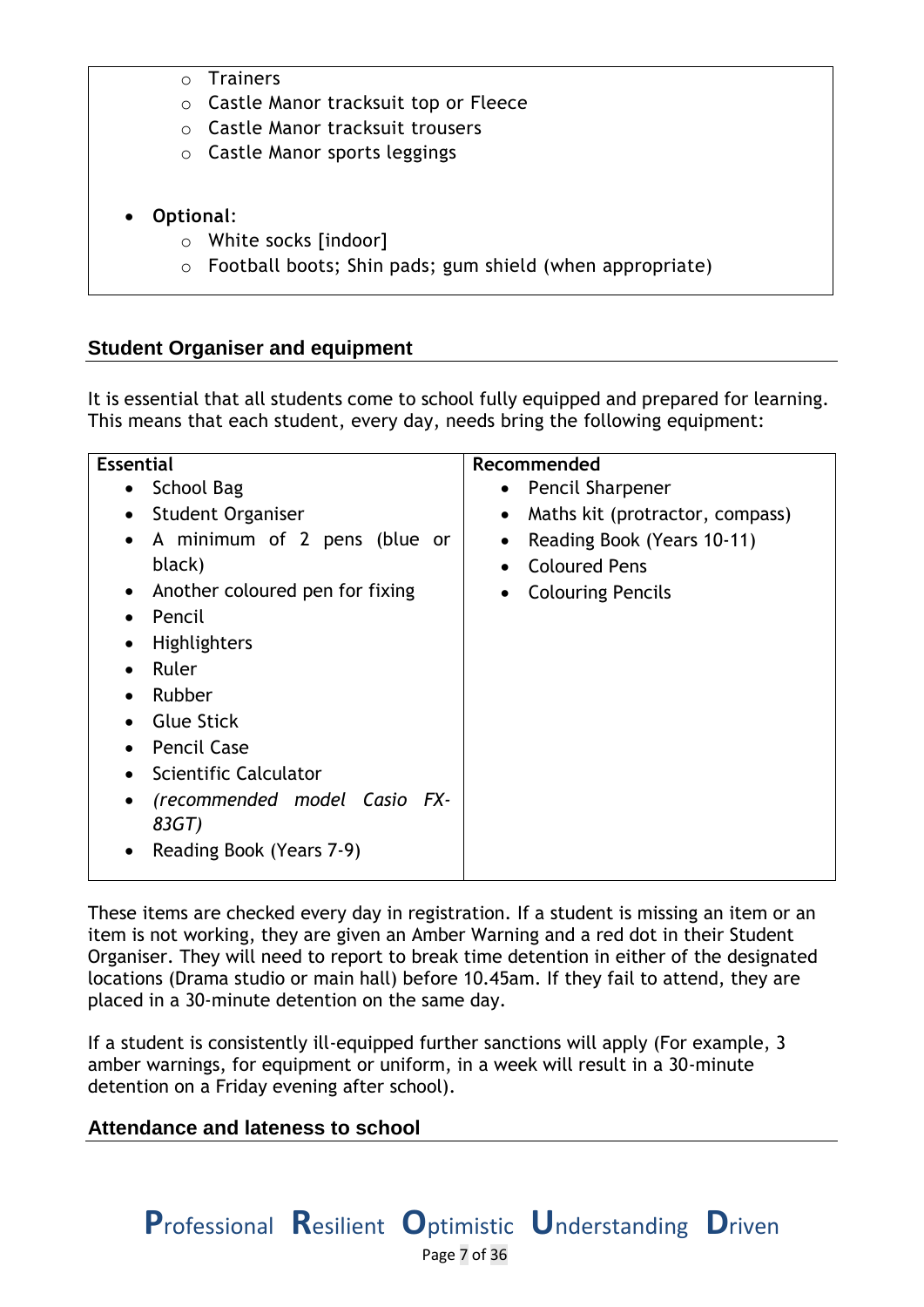- Trainers
- Castle Manor tracksuit top or Fleece
- Castle Manor tracksuit trousers
- Castle Manor sports leggings

- **Optional**:
  - White socks [indoor]
  - Football boots; Shin pads; gum shield (when appropriate)

## Student Organiser and equipment

It is essential that all students come to school fully equipped and prepared for learning. This means that each student, every day, needs bring the following equipment:

| Essential | Recommended |
|---|---|
| • School Bag<br>• Student Organiser<br>• A minimum of 2 pens (blue or black)<br>• Another coloured pen for fixing<br>• Pencil<br>• Highlighters<br>• Ruler<br>• Rubber<br>• Glue Stick<br>• Pencil Case<br>• Scientific Calculator<br>• *(recommended model Casio FX-83GT)*<br>• Reading Book (Years 7-9) | • Pencil Sharpener<br>• Maths kit (protractor, compass)<br>• Reading Book (Years 10-11)<br>• Coloured Pens<br>• Colouring Pencils |

These items are checked every day in registration. If a student is missing an item or an item is not working, they are given an Amber Warning and a red dot in their Student Organiser. They will need to report to break time detention in either of the designated locations (Drama studio or main hall) before 10.45am. If they fail to attend, they are placed in a 30-minute detention on the same day.

If a student is consistently ill-equipped further sanctions will apply (For example, 3 amber warnings, for equipment or uniform, in a week will result in a 30-minute detention on a Friday evening after school).

## Attendance and lateness to school

**P**rofessional **R**esilient **O**ptimistic **U**nderstanding **D**riven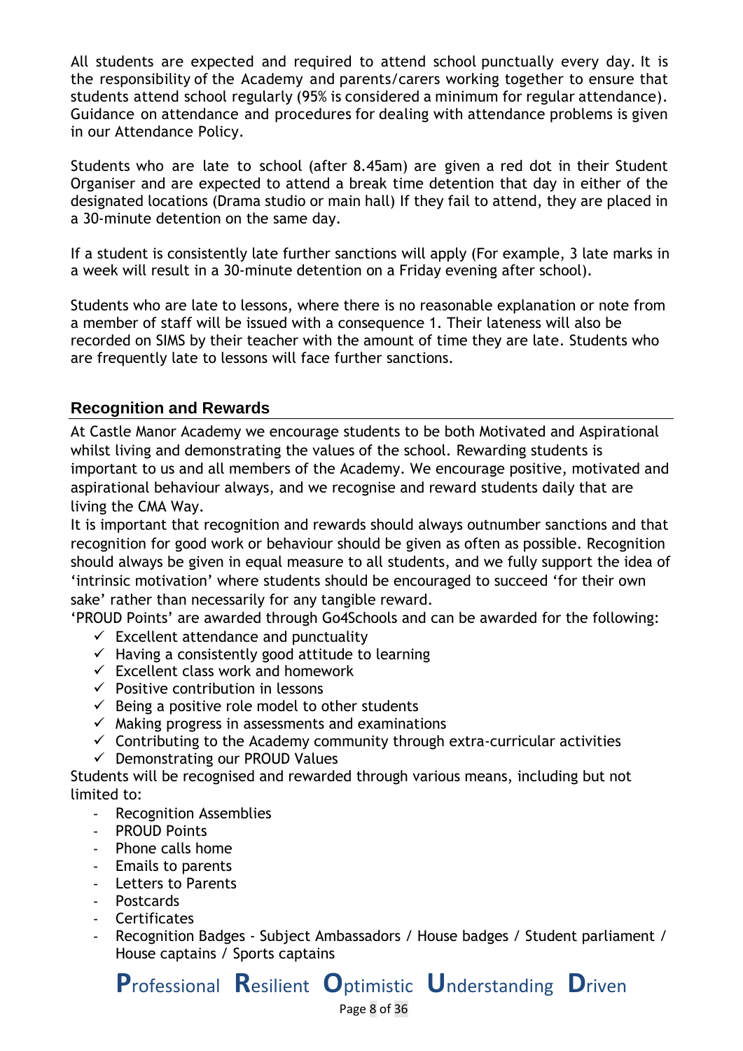All students are expected and required to attend school punctually every day. It is the responsibility of the Academy and parents/carers working together to ensure that students attend school regularly (95% is considered a minimum for regular attendance). Guidance on attendance and procedures for dealing with attendance problems is given in our Attendance Policy.

Students who are late to school (after 8.45am) are given a red dot in their Student Organiser and are expected to attend a break time detention that day in either of the designated locations (Drama studio or main hall) If they fail to attend, they are placed in a 30-minute detention on the same day.

If a student is consistently late further sanctions will apply (For example, 3 late marks in a week will result in a 30-minute detention on a Friday evening after school).

Students who are late to lessons, where there is no reasonable explanation or note from a member of staff will be issued with a consequence 1. Their lateness will also be recorded on SIMS by their teacher with the amount of time they are late. Students who are frequently late to lessons will face further sanctions.

## Recognition and Rewards

At Castle Manor Academy we encourage students to be both Motivated and Aspirational whilst living and demonstrating the values of the school. Rewarding students is important to us and all members of the Academy. We encourage positive, motivated and aspirational behaviour always, and we recognise and reward students daily that are living the CMA Way.

It is important that recognition and rewards should always outnumber sanctions and that recognition for good work or behaviour should be given as often as possible. Recognition should always be given in equal measure to all students, and we fully support the idea of 'intrinsic motivation' where students should be encouraged to succeed 'for their own sake' rather than necessarily for any tangible reward.

'PROUD Points' are awarded through Go4Schools and can be awarded for the following:

- ✓ Excellent attendance and punctuality
- ✓ Having a consistently good attitude to learning
- ✓ Excellent class work and homework
- ✓ Positive contribution in lessons
- ✓ Being a positive role model to other students
- ✓ Making progress in assessments and examinations
- ✓ Contributing to the Academy community through extra-curricular activities
- ✓ Demonstrating our PROUD Values

Students will be recognised and rewarded through various means, including but not limited to:

- Recognition Assemblies
- PROUD Points
- Phone calls home
- Emails to parents
- Letters to Parents
- Postcards
- Certificates
- Recognition Badges - Subject Ambassadors / House badges / Student parliament / House captains / Sports captains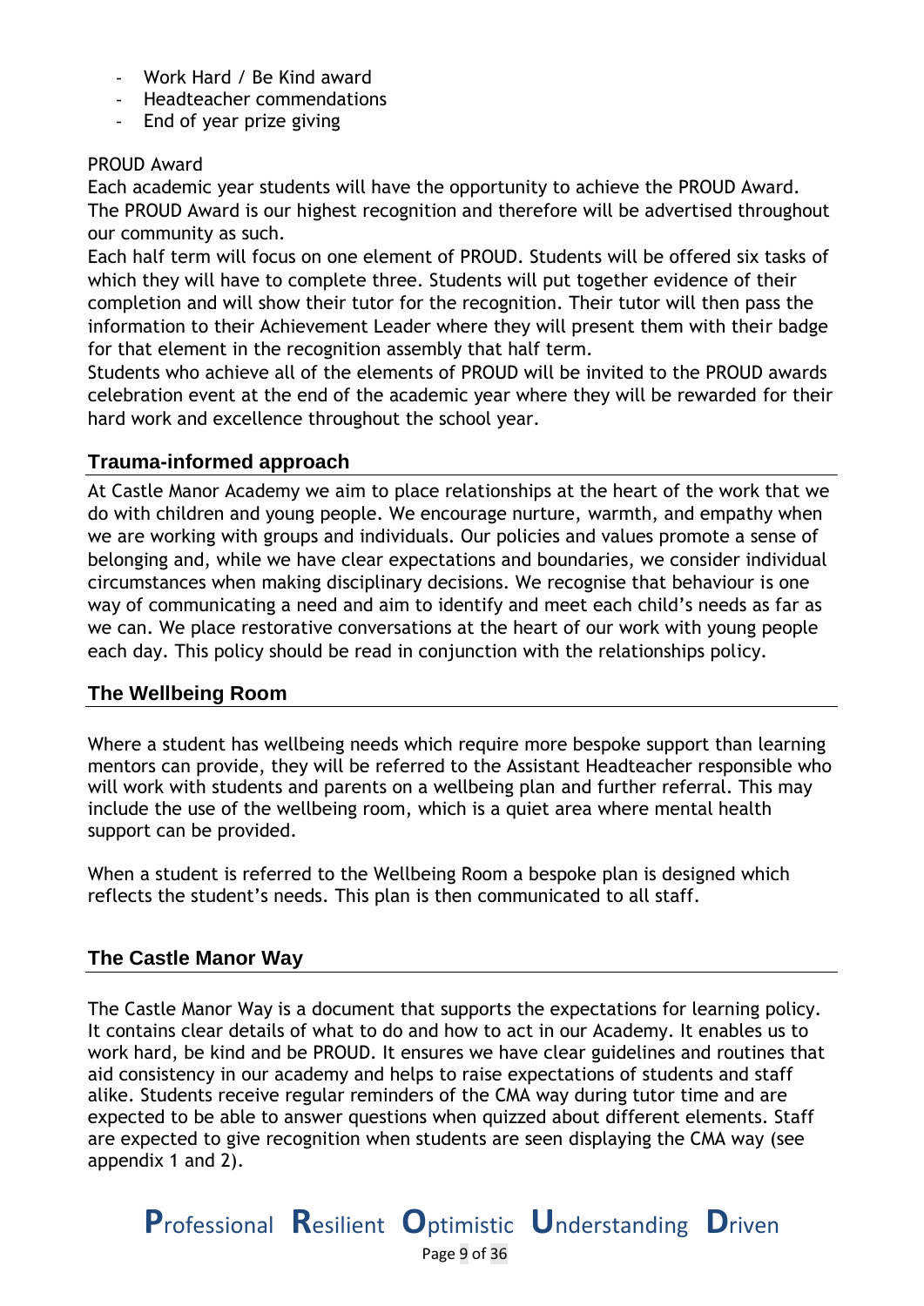- Work Hard / Be Kind award
- Headteacher commendations
- End of year prize giving

PROUD Award

Each academic year students will have the opportunity to achieve the PROUD Award. The PROUD Award is our highest recognition and therefore will be advertised throughout our community as such.

Each half term will focus on one element of PROUD. Students will be offered six tasks of which they will have to complete three. Students will put together evidence of their completion and will show their tutor for the recognition. Their tutor will then pass the information to their Achievement Leader where they will present them with their badge for that element in the recognition assembly that half term.

Students who achieve all of the elements of PROUD will be invited to the PROUD awards celebration event at the end of the academic year where they will be rewarded for their hard work and excellence throughout the school year.

## Trauma-informed approach

At Castle Manor Academy we aim to place relationships at the heart of the work that we do with children and young people. We encourage nurture, warmth, and empathy when we are working with groups and individuals. Our policies and values promote a sense of belonging and, while we have clear expectations and boundaries, we consider individual circumstances when making disciplinary decisions. We recognise that behaviour is one way of communicating a need and aim to identify and meet each child's needs as far as we can. We place restorative conversations at the heart of our work with young people each day. This policy should be read in conjunction with the relationships policy.

## The Wellbeing Room

Where a student has wellbeing needs which require more bespoke support than learning mentors can provide, they will be referred to the Assistant Headteacher responsible who will work with students and parents on a wellbeing plan and further referral. This may include the use of the wellbeing room, which is a quiet area where mental health support can be provided.

When a student is referred to the Wellbeing Room a bespoke plan is designed which reflects the student's needs. This plan is then communicated to all staff.

## The Castle Manor Way

The Castle Manor Way is a document that supports the expectations for learning policy. It contains clear details of what to do and how to act in our Academy. It enables us to work hard, be kind and be PROUD. It ensures we have clear guidelines and routines that aid consistency in our academy and helps to raise expectations of students and staff alike. Students receive regular reminders of the CMA way during tutor time and are expected to be able to answer questions when quizzed about different elements. Staff are expected to give recognition when students are seen displaying the CMA way (see appendix 1 and 2).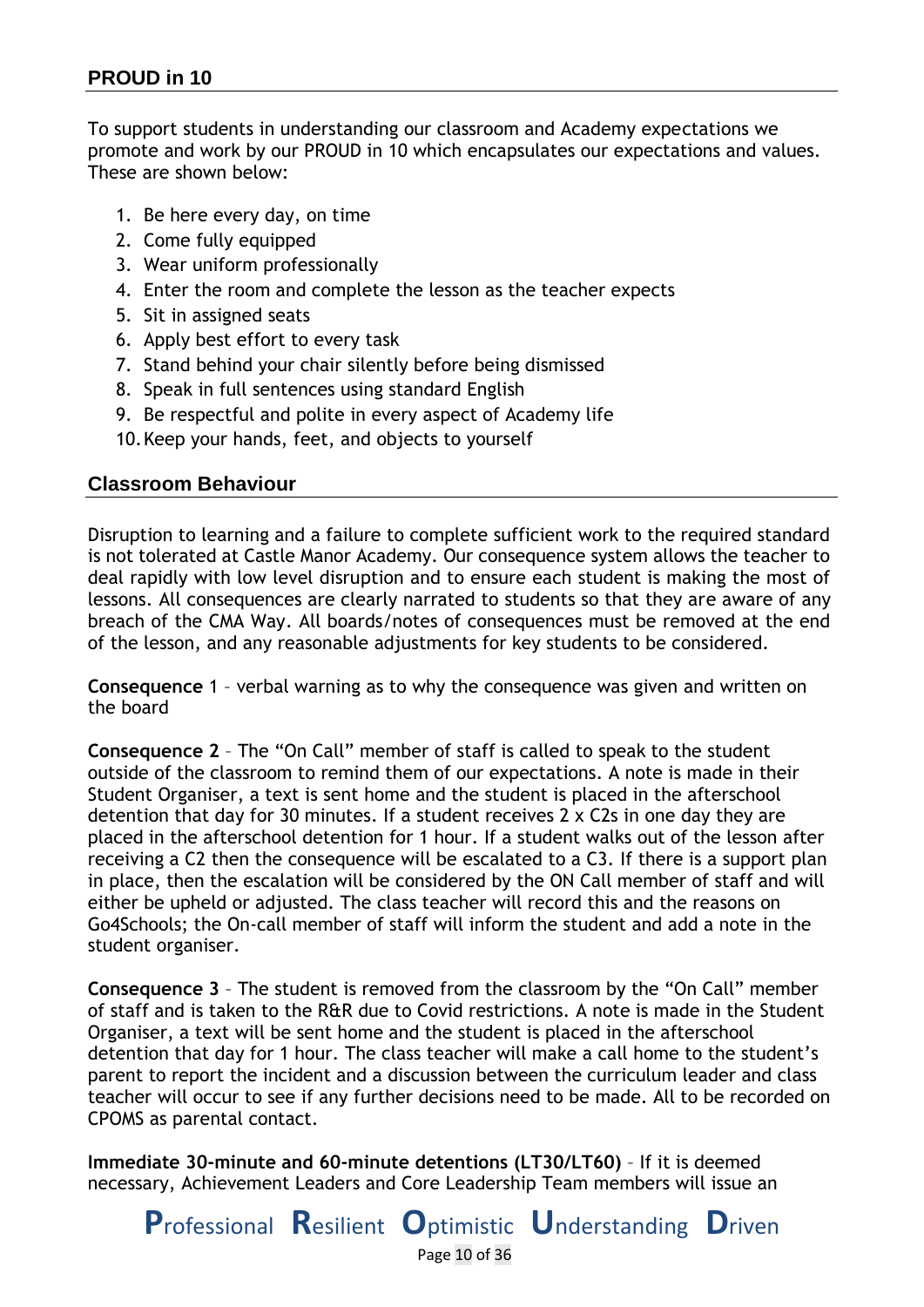## PROUD in 10

To support students in understanding our classroom and Academy expectations we promote and work by our PROUD in 10 which encapsulates our expectations and values. These are shown below:

1. Be here every day, on time
2. Come fully equipped
3. Wear uniform professionally
4. Enter the room and complete the lesson as the teacher expects
5. Sit in assigned seats
6. Apply best effort to every task
7. Stand behind your chair silently before being dismissed
8. Speak in full sentences using standard English
9. Be respectful and polite in every aspect of Academy life
10. Keep your hands, feet, and objects to yourself

## Classroom Behaviour

Disruption to learning and a failure to complete sufficient work to the required standard is not tolerated at Castle Manor Academy. Our consequence system allows the teacher to deal rapidly with low level disruption and to ensure each student is making the most of lessons. All consequences are clearly narrated to students so that they are aware of any breach of the CMA Way. All boards/notes of consequences must be removed at the end of the lesson, and any reasonable adjustments for key students to be considered.

**Consequence** 1 – verbal warning as to why the consequence was given and written on the board

**Consequence 2** – The "On Call" member of staff is called to speak to the student outside of the classroom to remind them of our expectations. A note is made in their Student Organiser, a text is sent home and the student is placed in the afterschool detention that day for 30 minutes. If a student receives 2 x C2s in one day they are placed in the afterschool detention for 1 hour. If a student walks out of the lesson after receiving a C2 then the consequence will be escalated to a C3. If there is a support plan in place, then the escalation will be considered by the ON Call member of staff and will either be upheld or adjusted. The class teacher will record this and the reasons on Go4Schools; the On-call member of staff will inform the student and add a note in the student organiser.

**Consequence 3** – The student is removed from the classroom by the "On Call" member of staff and is taken to the R&R due to Covid restrictions. A note is made in the Student Organiser, a text will be sent home and the student is placed in the afterschool detention that day for 1 hour. The class teacher will make a call home to the student's parent to report the incident and a discussion between the curriculum leader and class teacher will occur to see if any further decisions need to be made. All to be recorded on CPOMS as parental contact.

**Immediate 30-minute and 60-minute detentions (LT30/LT60)** – If it is deemed necessary, Achievement Leaders and Core Leadership Team members will issue an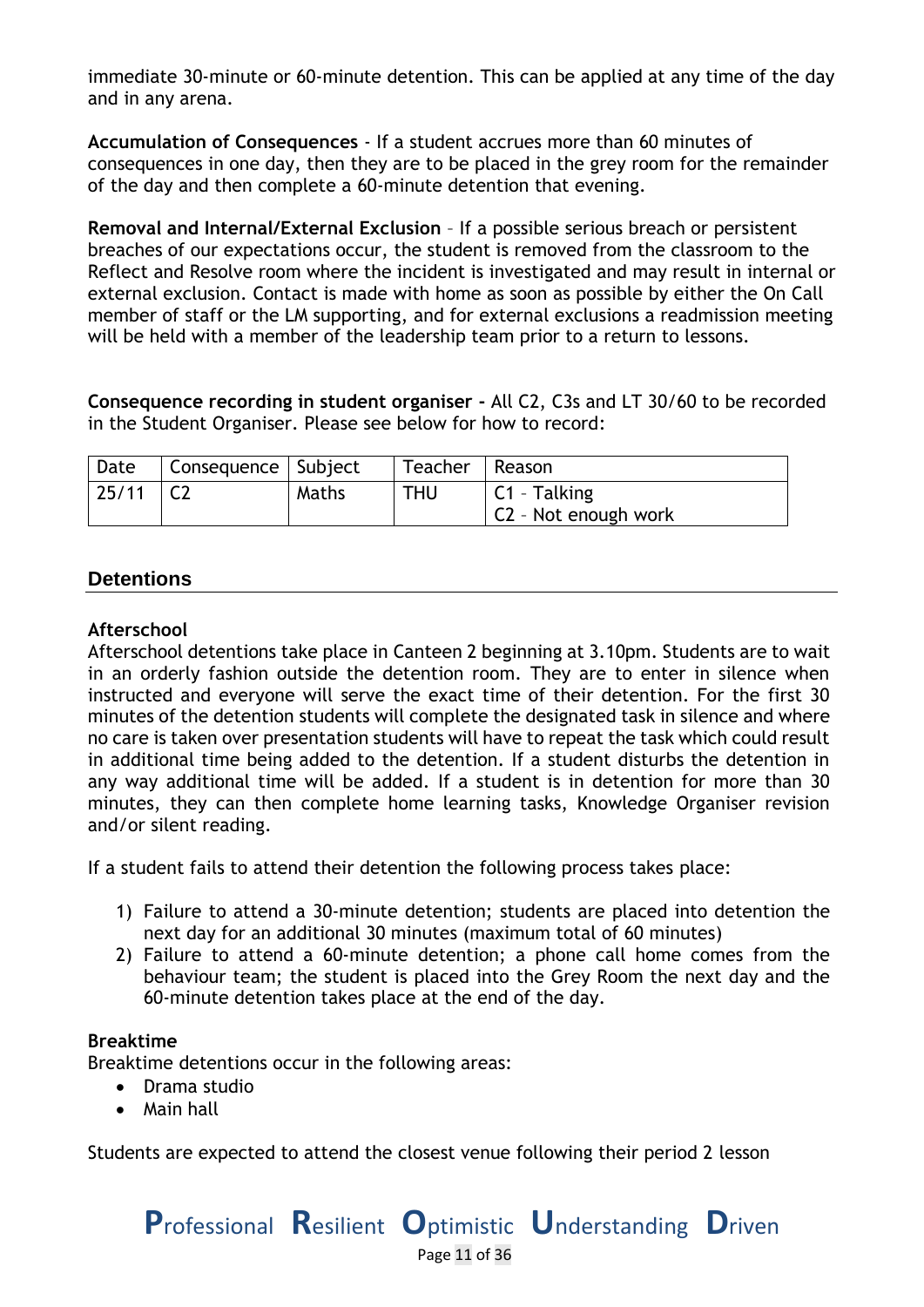immediate 30-minute or 60-minute detention. This can be applied at any time of the day and in any arena.

**Accumulation of Consequences** - If a student accrues more than 60 minutes of consequences in one day, then they are to be placed in the grey room for the remainder of the day and then complete a 60-minute detention that evening.

**Removal and Internal/External Exclusion** – If a possible serious breach or persistent breaches of our expectations occur, the student is removed from the classroom to the Reflect and Resolve room where the incident is investigated and may result in internal or external exclusion. Contact is made with home as soon as possible by either the On Call member of staff or the LM supporting, and for external exclusions a readmission meeting will be held with a member of the leadership team prior to a return to lessons.

**Consequence recording in student organiser -** All C2, C3s and LT 30/60 to be recorded in the Student Organiser. Please see below for how to record:

| Date | Consequence | Subject | Teacher | Reason |
|---|---|---|---|---|
| 25/11 | C2 | Maths | THU | C1 – Talking<br>C2 – Not enough work |

## Detentions

**Afterschool**
Afterschool detentions take place in Canteen 2 beginning at 3.10pm. Students are to wait in an orderly fashion outside the detention room. They are to enter in silence when instructed and everyone will serve the exact time of their detention. For the first 30 minutes of the detention students will complete the designated task in silence and where no care is taken over presentation students will have to repeat the task which could result in additional time being added to the detention. If a student disturbs the detention in any way additional time will be added. If a student is in detention for more than 30 minutes, they can then complete home learning tasks, Knowledge Organiser revision and/or silent reading.

If a student fails to attend their detention the following process takes place:

1) Failure to attend a 30-minute detention; students are placed into detention the next day for an additional 30 minutes (maximum total of 60 minutes)
2) Failure to attend a 60-minute detention; a phone call home comes from the behaviour team; the student is placed into the Grey Room the next day and the 60-minute detention takes place at the end of the day.

**Breaktime**
Breaktime detentions occur in the following areas:

- Drama studio
- Main hall

Students are expected to attend the closest venue following their period 2 lesson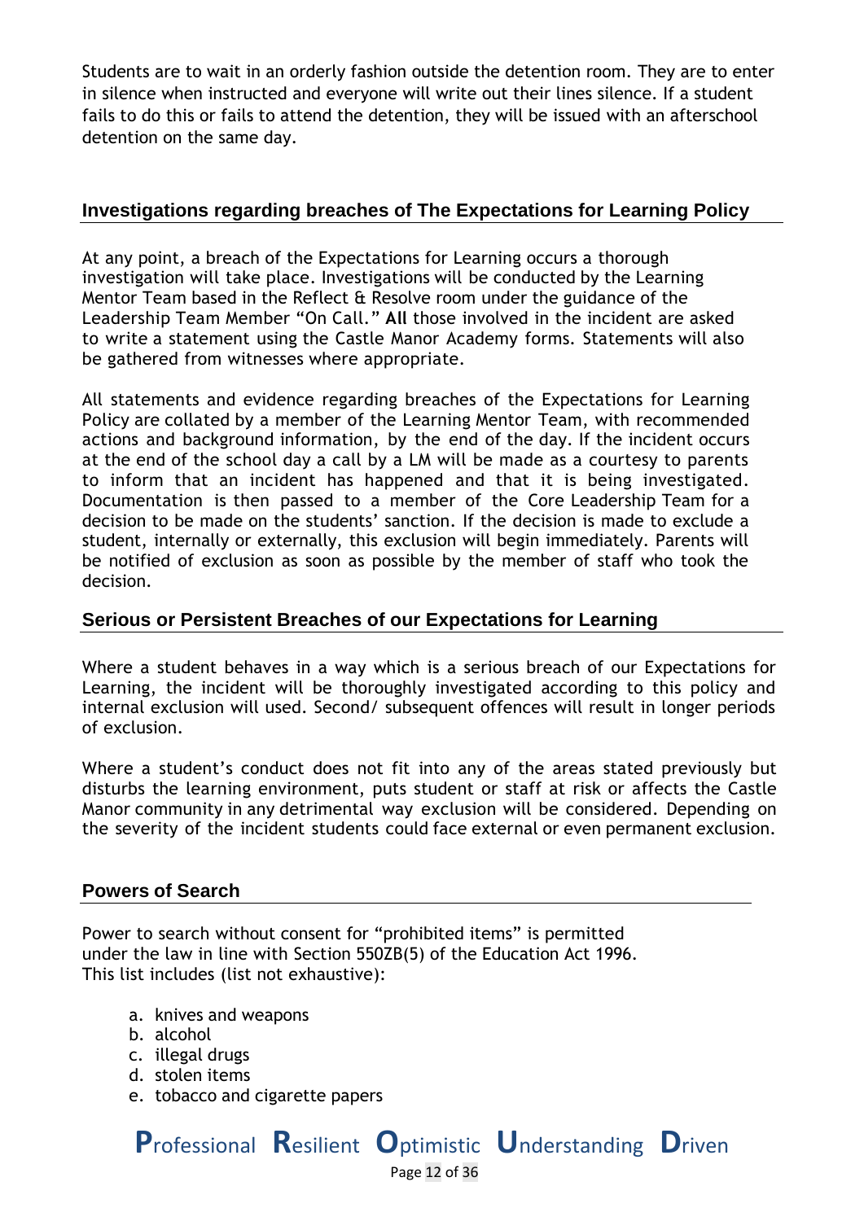Students are to wait in an orderly fashion outside the detention room. They are to enter in silence when instructed and everyone will write out their lines silence. If a student fails to do this or fails to attend the detention, they will be issued with an afterschool detention on the same day.

## Investigations regarding breaches of The Expectations for Learning Policy

At any point, a breach of the Expectations for Learning occurs a thorough investigation will take place. Investigations will be conducted by the Learning Mentor Team based in the Reflect & Resolve room under the guidance of the Leadership Team Member "On Call." **All** those involved in the incident are asked to write a statement using the Castle Manor Academy forms. Statements will also be gathered from witnesses where appropriate.

All statements and evidence regarding breaches of the Expectations for Learning Policy are collated by a member of the Learning Mentor Team, with recommended actions and background information, by the end of the day. If the incident occurs at the end of the school day a call by a LM will be made as a courtesy to parents to inform that an incident has happened and that it is being investigated. Documentation is then passed to a member of the Core Leadership Team for a decision to be made on the students' sanction. If the decision is made to exclude a student, internally or externally, this exclusion will begin immediately. Parents will be notified of exclusion as soon as possible by the member of staff who took the decision.

## Serious or Persistent Breaches of our Expectations for Learning

Where a student behaves in a way which is a serious breach of our Expectations for Learning, the incident will be thoroughly investigated according to this policy and internal exclusion will used. Second/ subsequent offences will result in longer periods of exclusion.

Where a student's conduct does not fit into any of the areas stated previously but disturbs the learning environment, puts student or staff at risk or affects the Castle Manor community in any detrimental way exclusion will be considered. Depending on the severity of the incident students could face external or even permanent exclusion.

## Powers of Search

Power to search without consent for "prohibited items" is permitted under the law in line with Section 550ZB(5) of the Education Act 1996. This list includes (list not exhaustive):

a. knives and weapons
b. alcohol
c. illegal drugs
d. stolen items
e. tobacco and cigarette papers

**P**rofessional **R**esilient **O**ptimistic **U**nderstanding **D**riven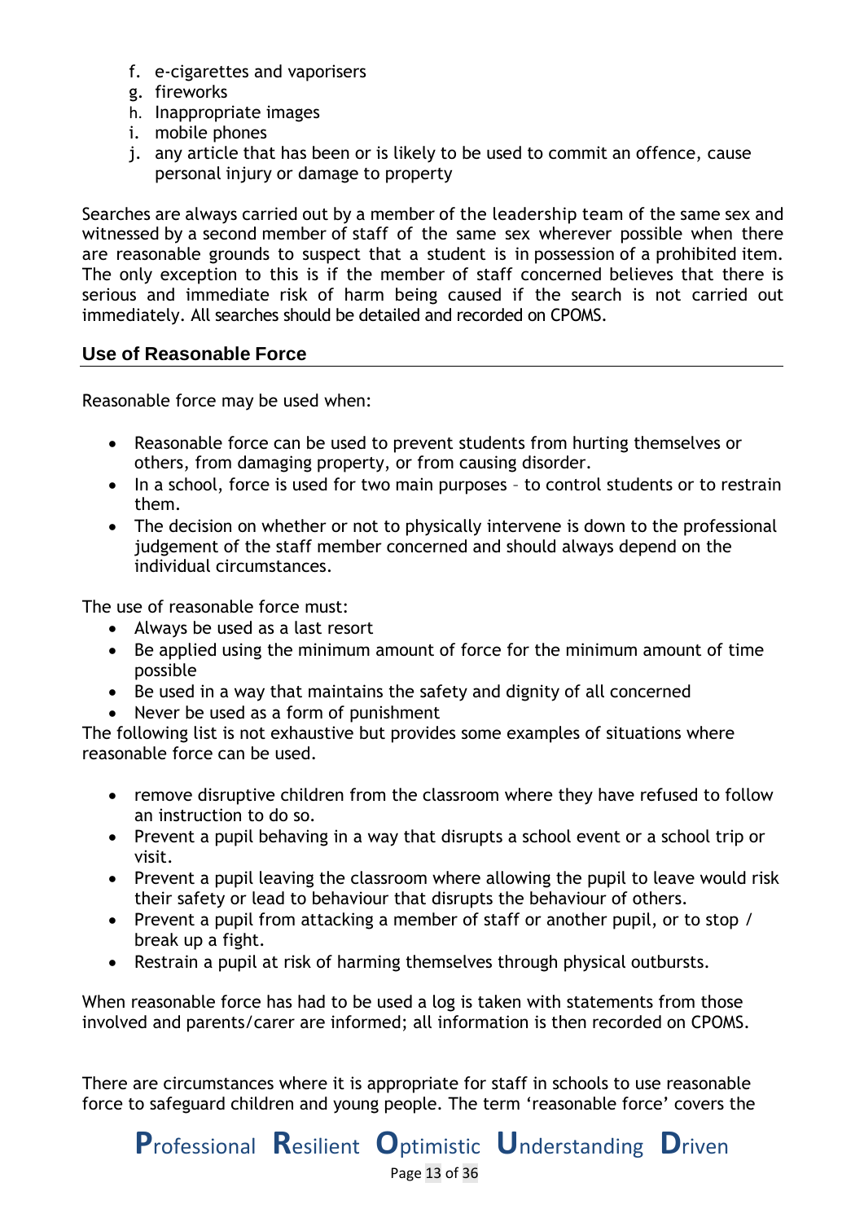f. e-cigarettes and vaporisers
g. fireworks
h. Inappropriate images
i. mobile phones
j. any article that has been or is likely to be used to commit an offence, cause personal injury or damage to property

Searches are always carried out by a member of the leadership team of the same sex and witnessed by a second member of staff of the same sex wherever possible when there are reasonable grounds to suspect that a student is in possession of a prohibited item. The only exception to this is if the member of staff concerned believes that there is serious and immediate risk of harm being caused if the search is not carried out immediately. All searches should be detailed and recorded on CPOMS.

## Use of Reasonable Force

Reasonable force may be used when:

- Reasonable force can be used to prevent students from hurting themselves or others, from damaging property, or from causing disorder.
- In a school, force is used for two main purposes – to control students or to restrain them.
- The decision on whether or not to physically intervene is down to the professional judgement of the staff member concerned and should always depend on the individual circumstances.

The use of reasonable force must:

- Always be used as a last resort
- Be applied using the minimum amount of force for the minimum amount of time possible
- Be used in a way that maintains the safety and dignity of all concerned
- Never be used as a form of punishment

The following list is not exhaustive but provides some examples of situations where reasonable force can be used.

- remove disruptive children from the classroom where they have refused to follow an instruction to do so.
- Prevent a pupil behaving in a way that disrupts a school event or a school trip or visit.
- Prevent a pupil leaving the classroom where allowing the pupil to leave would risk their safety or lead to behaviour that disrupts the behaviour of others.
- Prevent a pupil from attacking a member of staff or another pupil, or to stop / break up a fight.
- Restrain a pupil at risk of harming themselves through physical outbursts.

When reasonable force has had to be used a log is taken with statements from those involved and parents/carer are informed; all information is then recorded on CPOMS.

There are circumstances where it is appropriate for staff in schools to use reasonable force to safeguard children and young people. The term 'reasonable force' covers the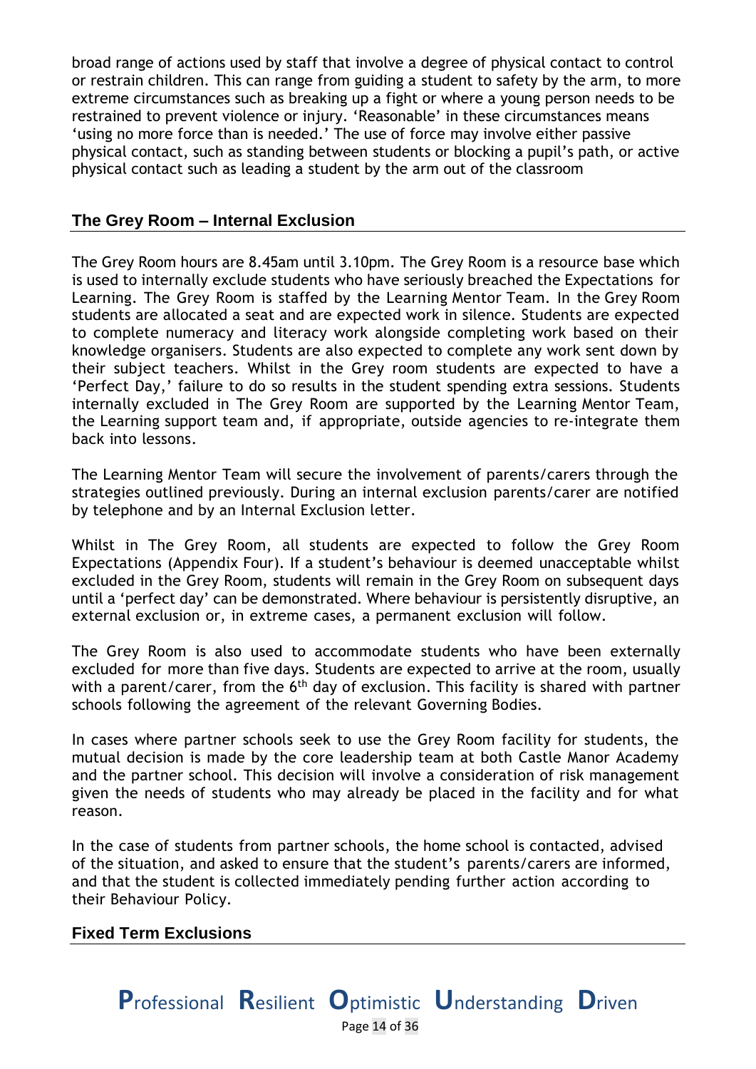broad range of actions used by staff that involve a degree of physical contact to control or restrain children. This can range from guiding a student to safety by the arm, to more extreme circumstances such as breaking up a fight or where a young person needs to be restrained to prevent violence or injury. 'Reasonable' in these circumstances means 'using no more force than is needed.' The use of force may involve either passive physical contact, such as standing between students or blocking a pupil's path, or active physical contact such as leading a student by the arm out of the classroom

## The Grey Room – Internal Exclusion

The Grey Room hours are 8.45am until 3.10pm. The Grey Room is a resource base which is used to internally exclude students who have seriously breached the Expectations for Learning. The Grey Room is staffed by the Learning Mentor Team. In the Grey Room students are allocated a seat and are expected work in silence. Students are expected to complete numeracy and literacy work alongside completing work based on their knowledge organisers. Students are also expected to complete any work sent down by their subject teachers. Whilst in the Grey room students are expected to have a 'Perfect Day,' failure to do so results in the student spending extra sessions. Students internally excluded in The Grey Room are supported by the Learning Mentor Team, the Learning support team and, if appropriate, outside agencies to re-integrate them back into lessons.

The Learning Mentor Team will secure the involvement of parents/carers through the strategies outlined previously. During an internal exclusion parents/carer are notified by telephone and by an Internal Exclusion letter.

Whilst in The Grey Room, all students are expected to follow the Grey Room Expectations (Appendix Four). If a student's behaviour is deemed unacceptable whilst excluded in the Grey Room, students will remain in the Grey Room on subsequent days until a 'perfect day' can be demonstrated. Where behaviour is persistently disruptive, an external exclusion or, in extreme cases, a permanent exclusion will follow.

The Grey Room is also used to accommodate students who have been externally excluded for more than five days. Students are expected to arrive at the room, usually with a parent/carer, from the 6th day of exclusion. This facility is shared with partner schools following the agreement of the relevant Governing Bodies.

In cases where partner schools seek to use the Grey Room facility for students, the mutual decision is made by the core leadership team at both Castle Manor Academy and the partner school. This decision will involve a consideration of risk management given the needs of students who may already be placed in the facility and for what reason.

In the case of students from partner schools, the home school is contacted, advised of the situation, and asked to ensure that the student's parents/carers are informed, and that the student is collected immediately pending further action according to their Behaviour Policy.

## Fixed Term Exclusions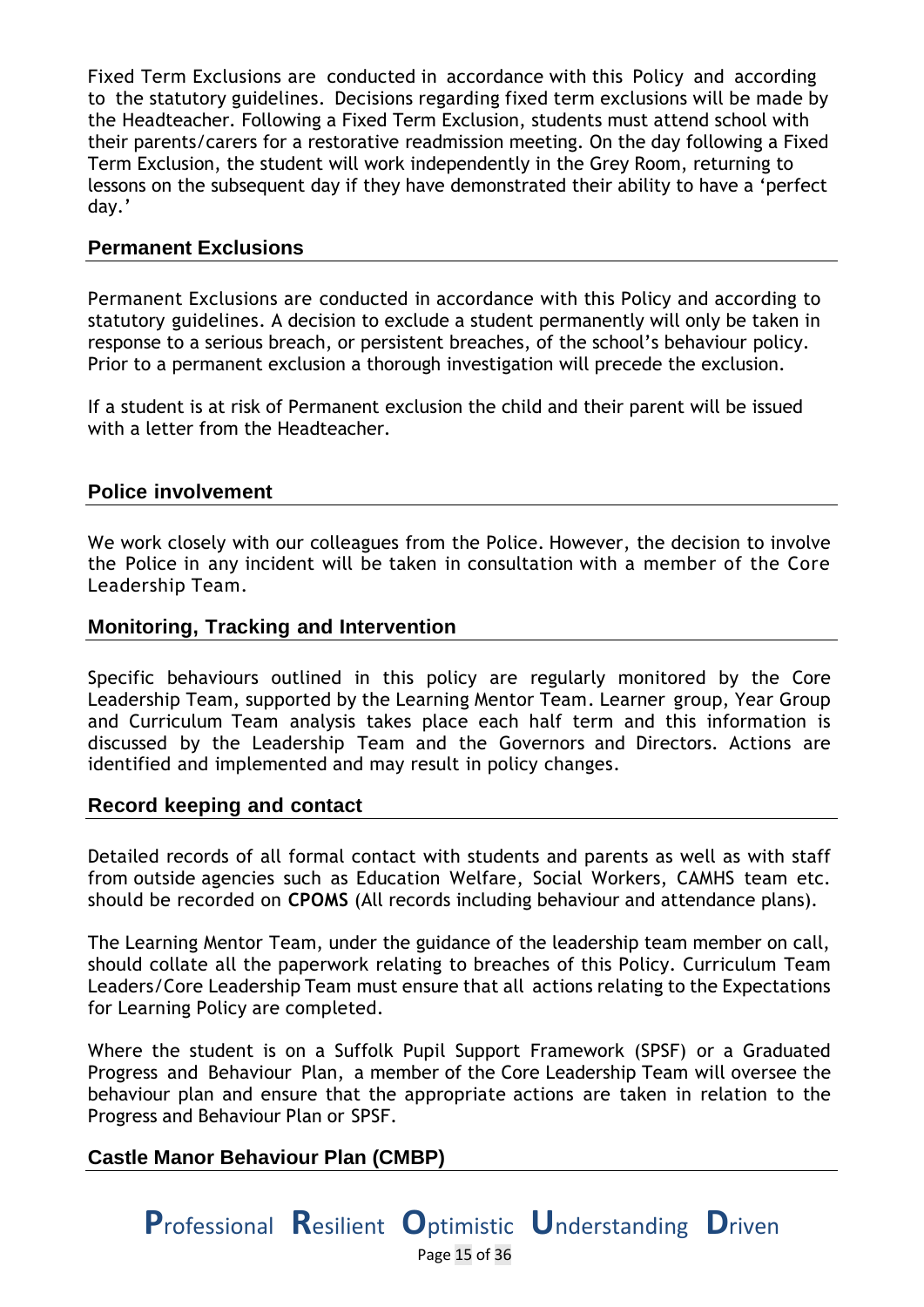Fixed Term Exclusions are conducted in accordance with this Policy and according to the statutory guidelines. Decisions regarding fixed term exclusions will be made by the Headteacher. Following a Fixed Term Exclusion, students must attend school with their parents/carers for a restorative readmission meeting. On the day following a Fixed Term Exclusion, the student will work independently in the Grey Room, returning to lessons on the subsequent day if they have demonstrated their ability to have a 'perfect day.'

## Permanent Exclusions

Permanent Exclusions are conducted in accordance with this Policy and according to statutory guidelines. A decision to exclude a student permanently will only be taken in response to a serious breach, or persistent breaches, of the school's behaviour policy. Prior to a permanent exclusion a thorough investigation will precede the exclusion.

If a student is at risk of Permanent exclusion the child and their parent will be issued with a letter from the Headteacher.

## Police involvement

We work closely with our colleagues from the Police. However, the decision to involve the Police in any incident will be taken in consultation with a member of the Core Leadership Team.

## Monitoring, Tracking and Intervention

Specific behaviours outlined in this policy are regularly monitored by the Core Leadership Team, supported by the Learning Mentor Team. Learner group, Year Group and Curriculum Team analysis takes place each half term and this information is discussed by the Leadership Team and the Governors and Directors. Actions are identified and implemented and may result in policy changes.

## Record keeping and contact

Detailed records of all formal contact with students and parents as well as with staff from outside agencies such as Education Welfare, Social Workers, CAMHS team etc. should be recorded on **CPOMS** (All records including behaviour and attendance plans).

The Learning Mentor Team, under the guidance of the leadership team member on call, should collate all the paperwork relating to breaches of this Policy. Curriculum Team Leaders/Core Leadership Team must ensure that all actions relating to the Expectations for Learning Policy are completed.

Where the student is on a Suffolk Pupil Support Framework (SPSF) or a Graduated Progress and Behaviour Plan, a member of the Core Leadership Team will oversee the behaviour plan and ensure that the appropriate actions are taken in relation to the Progress and Behaviour Plan or SPSF.

## Castle Manor Behaviour Plan (CMBP)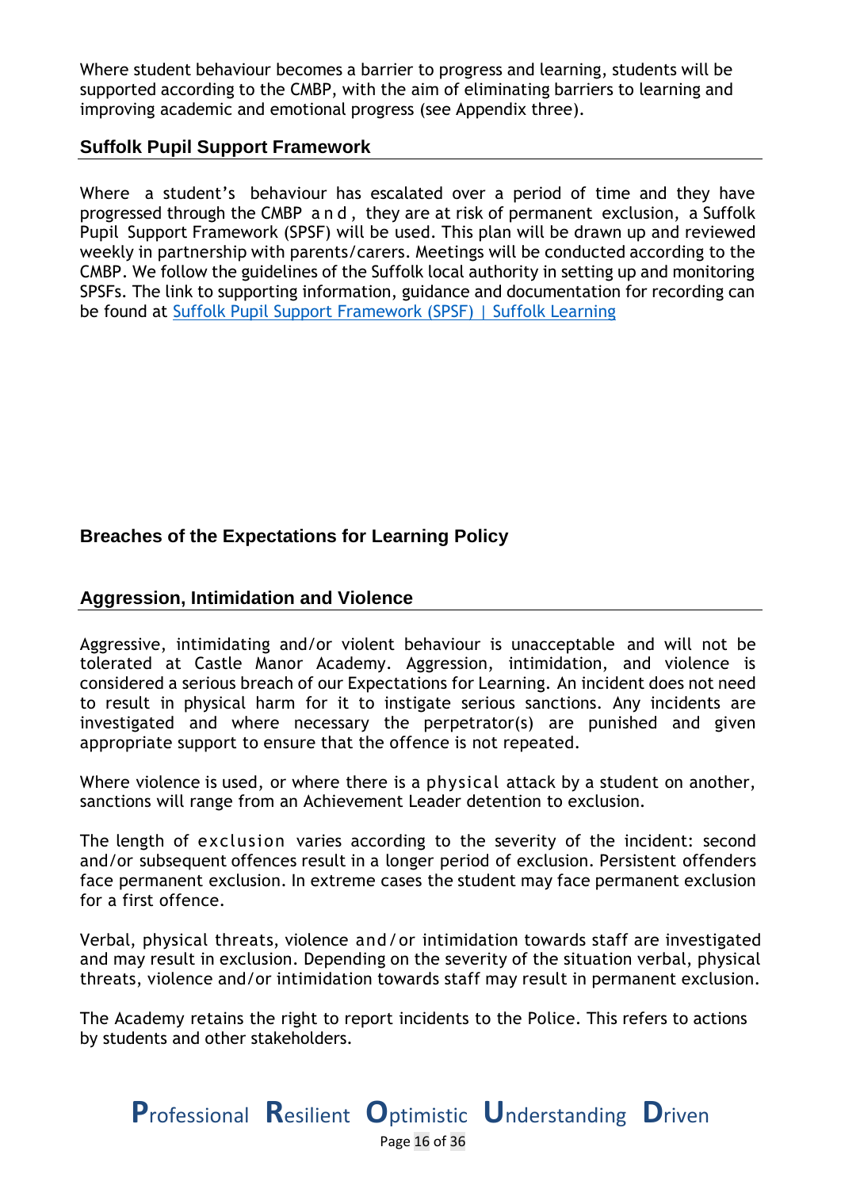Where student behaviour becomes a barrier to progress and learning, students will be supported according to the CMBP, with the aim of eliminating barriers to learning and improving academic and emotional progress (see Appendix three).

## Suffolk Pupil Support Framework

Where a student's behaviour has escalated over a period of time and they have progressed through the CMBP and, they are at risk of permanent exclusion, a Suffolk Pupil Support Framework (SPSF) will be used. This plan will be drawn up and reviewed weekly in partnership with parents/carers. Meetings will be conducted according to the CMBP. We follow the guidelines of the Suffolk local authority in setting up and monitoring SPSFs. The link to supporting information, guidance and documentation for recording can be found at [Suffolk Pupil Support Framework (SPSF) | Suffolk Learning]

# Breaches of the Expectations for Learning Policy

## Aggression, Intimidation and Violence

Aggressive, intimidating and/or violent behaviour is unacceptable and will not be tolerated at Castle Manor Academy. Aggression, intimidation, and violence is considered a serious breach of our Expectations for Learning. An incident does not need to result in physical harm for it to instigate serious sanctions. Any incidents are investigated and where necessary the perpetrator(s) are punished and given appropriate support to ensure that the offence is not repeated.

Where violence is used, or where there is a physical attack by a student on another, sanctions will range from an Achievement Leader detention to exclusion.

The length of exclusion varies according to the severity of the incident: second and/or subsequent offences result in a longer period of exclusion. Persistent offenders face permanent exclusion. In extreme cases the student may face permanent exclusion for a first offence.

Verbal, physical threats, violence and/or intimidation towards staff are investigated and may result in exclusion. Depending on the severity of the situation verbal, physical threats, violence and/or intimidation towards staff may result in permanent exclusion.

The Academy retains the right to report incidents to the Police. This refers to actions by students and other stakeholders.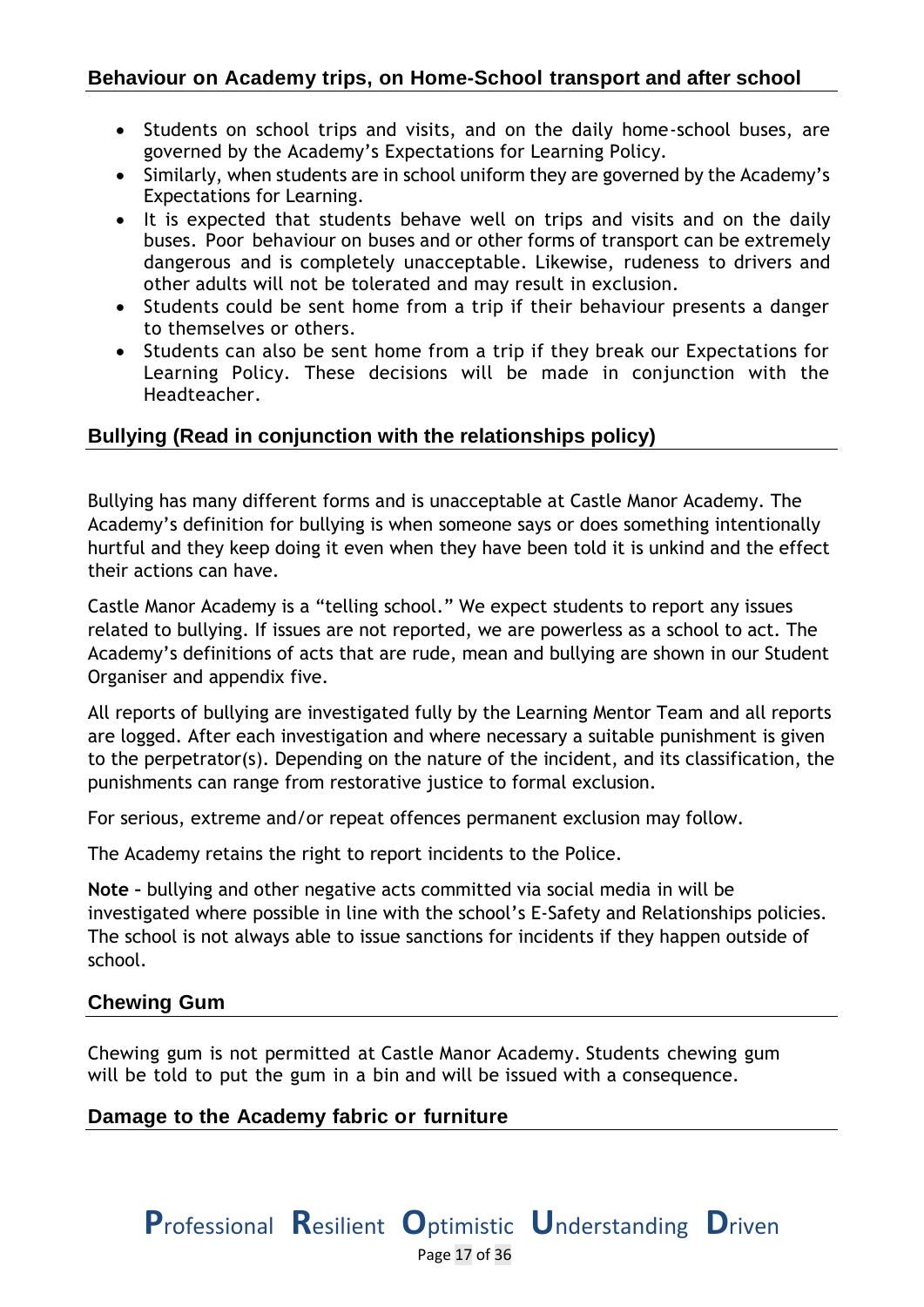## Behaviour on Academy trips, on Home-School transport and after school

- Students on school trips and visits, and on the daily home-school buses, are governed by the Academy's Expectations for Learning Policy.
- Similarly, when students are in school uniform they are governed by the Academy's Expectations for Learning.
- It is expected that students behave well on trips and visits and on the daily buses. Poor behaviour on buses and or other forms of transport can be extremely dangerous and is completely unacceptable. Likewise, rudeness to drivers and other adults will not be tolerated and may result in exclusion.
- Students could be sent home from a trip if their behaviour presents a danger to themselves or others.
- Students can also be sent home from a trip if they break our Expectations for Learning Policy. These decisions will be made in conjunction with the Headteacher.

## Bullying (Read in conjunction with the relationships policy)

Bullying has many different forms and is unacceptable at Castle Manor Academy. The Academy's definition for bullying is when someone says or does something intentionally hurtful and they keep doing it even when they have been told it is unkind and the effect their actions can have.

Castle Manor Academy is a "telling school." We expect students to report any issues related to bullying. If issues are not reported, we are powerless as a school to act. The Academy's definitions of acts that are rude, mean and bullying are shown in our Student Organiser and appendix five.

All reports of bullying are investigated fully by the Learning Mentor Team and all reports are logged. After each investigation and where necessary a suitable punishment is given to the perpetrator(s). Depending on the nature of the incident, and its classification, the punishments can range from restorative justice to formal exclusion.

For serious, extreme and/or repeat offences permanent exclusion may follow.

The Academy retains the right to report incidents to the Police.

**Note** – bullying and other negative acts committed via social media in will be investigated where possible in line with the school's E-Safety and Relationships policies. The school is not always able to issue sanctions for incidents if they happen outside of school.

## Chewing Gum

Chewing gum is not permitted at Castle Manor Academy. Students chewing gum will be told to put the gum in a bin and will be issued with a consequence.

## Damage to the Academy fabric or furniture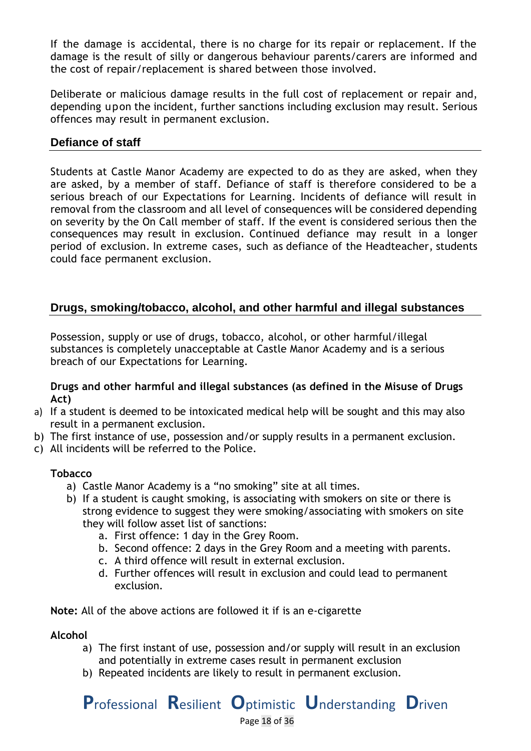If the damage is accidental, there is no charge for its repair or replacement. If the damage is the result of silly or dangerous behaviour parents/carers are informed and the cost of repair/replacement is shared between those involved.

Deliberate or malicious damage results in the full cost of replacement or repair and, depending upon the incident, further sanctions including exclusion may result. Serious offences may result in permanent exclusion.

## Defiance of staff

Students at Castle Manor Academy are expected to do as they are asked, when they are asked, by a member of staff. Defiance of staff is therefore considered to be a serious breach of our Expectations for Learning. Incidents of defiance will result in removal from the classroom and all level of consequences will be considered depending on severity by the On Call member of staff. If the event is considered serious then the consequences may result in exclusion. Continued defiance may result in a longer period of exclusion. In extreme cases, such as defiance of the Headteacher, students could face permanent exclusion.

## Drugs, smoking/tobacco, alcohol, and other harmful and illegal substances

Possession, supply or use of drugs, tobacco, alcohol, or other harmful/illegal substances is completely unacceptable at Castle Manor Academy and is a serious breach of our Expectations for Learning.

**Drugs and other harmful and illegal substances (as defined in the Misuse of Drugs Act)**

a) If a student is deemed to be intoxicated medical help will be sought and this may also result in a permanent exclusion.
b) The first instance of use, possession and/or supply results in a permanent exclusion.
c) All incidents will be referred to the Police.

**Tobacco**

a) Castle Manor Academy is a "no smoking" site at all times.
b) If a student is caught smoking, is associating with smokers on site or there is strong evidence to suggest they were smoking/associating with smokers on site they will follow asset list of sanctions:
    a. First offence: 1 day in the Grey Room.
    b. Second offence: 2 days in the Grey Room and a meeting with parents.
    c. A third offence will result in external exclusion.
    d. Further offences will result in exclusion and could lead to permanent exclusion.

**Note:** All of the above actions are followed it if is an e-cigarette

**Alcohol**

a) The first instant of use, possession and/or supply will result in an exclusion and potentially in extreme cases result in permanent exclusion
b) Repeated incidents are likely to result in permanent exclusion.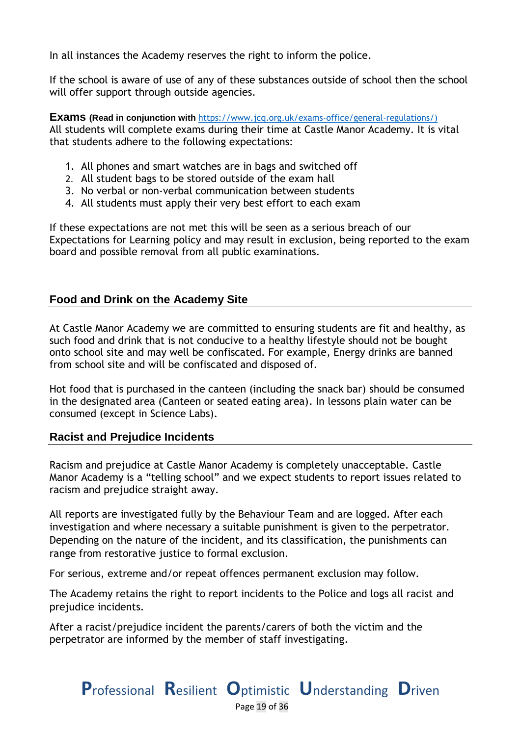In all instances the Academy reserves the right to inform the police.

If the school is aware of use of any of these substances outside of school then the school will offer support through outside agencies.

**Exams** **(Read in conjunction with** https://www.jcq.org.uk/exams-office/general-regulations/)
All students will complete exams during their time at Castle Manor Academy. It is vital that students adhere to the following expectations:

1. All phones and smart watches are in bags and switched off
2. All student bags to be stored outside of the exam hall
3. No verbal or non-verbal communication between students
4. All students must apply their very best effort to each exam

If these expectations are not met this will be seen as a serious breach of our Expectations for Learning policy and may result in exclusion, being reported to the exam board and possible removal from all public examinations.

## Food and Drink on the Academy Site

At Castle Manor Academy we are committed to ensuring students are fit and healthy, as such food and drink that is not conducive to a healthy lifestyle should not be bought onto school site and may well be confiscated. For example, Energy drinks are banned from school site and will be confiscated and disposed of.

Hot food that is purchased in the canteen (including the snack bar) should be consumed in the designated area (Canteen or seated eating area). In lessons plain water can be consumed (except in Science Labs).

## Racist and Prejudice Incidents

Racism and prejudice at Castle Manor Academy is completely unacceptable. Castle Manor Academy is a "telling school" and we expect students to report issues related to racism and prejudice straight away.

All reports are investigated fully by the Behaviour Team and are logged. After each investigation and where necessary a suitable punishment is given to the perpetrator. Depending on the nature of the incident, and its classification, the punishments can range from restorative justice to formal exclusion.

For serious, extreme and/or repeat offences permanent exclusion may follow.

The Academy retains the right to report incidents to the Police and logs all racist and prejudice incidents.

After a racist/prejudice incident the parents/carers of both the victim and the perpetrator are informed by the member of staff investigating.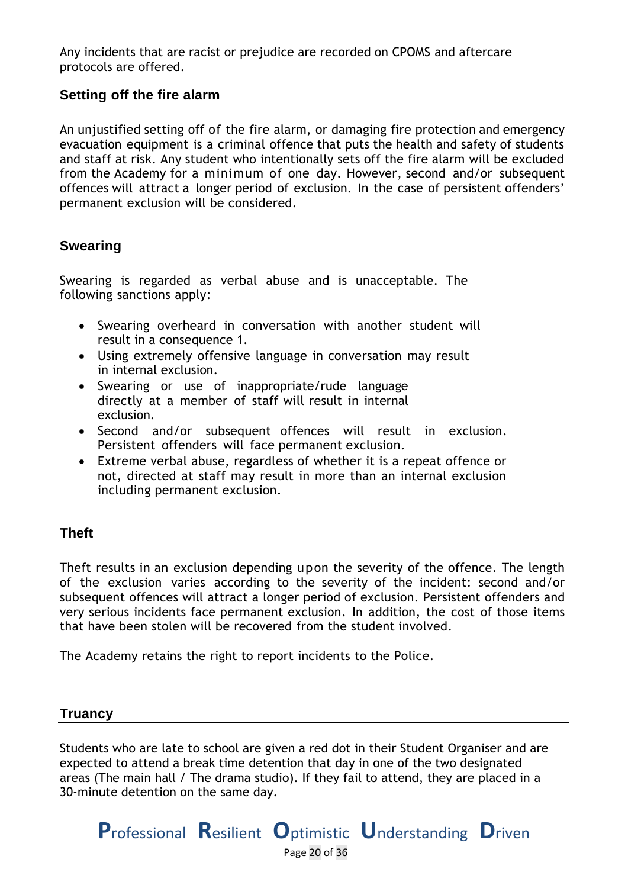Any incidents that are racist or prejudice are recorded on CPOMS and aftercare protocols are offered.

## Setting off the fire alarm

An unjustified setting off of the fire alarm, or damaging fire protection and emergency evacuation equipment is a criminal offence that puts the health and safety of students and staff at risk. Any student who intentionally sets off the fire alarm will be excluded from the Academy for a minimum of one day. However, second and/or subsequent offences will attract a longer period of exclusion. In the case of persistent offenders' permanent exclusion will be considered.

## Swearing

Swearing is regarded as verbal abuse and is unacceptable. The following sanctions apply:

- Swearing overheard in conversation with another student will result in a consequence 1.
- Using extremely offensive language in conversation may result in internal exclusion.
- Swearing or use of inappropriate/rude language directly at a member of staff will result in internal exclusion.
- Second and/or subsequent offences will result in exclusion. Persistent offenders will face permanent exclusion.
- Extreme verbal abuse, regardless of whether it is a repeat offence or not, directed at staff may result in more than an internal exclusion including permanent exclusion.

## Theft

Theft results in an exclusion depending upon the severity of the offence. The length of the exclusion varies according to the severity of the incident: second and/or subsequent offences will attract a longer period of exclusion. Persistent offenders and very serious incidents face permanent exclusion. In addition, the cost of those items that have been stolen will be recovered from the student involved.

The Academy retains the right to report incidents to the Police.

## Truancy

Students who are late to school are given a red dot in their Student Organiser and are expected to attend a break time detention that day in one of the two designated areas (The main hall / The drama studio). If they fail to attend, they are placed in a 30-minute detention on the same day.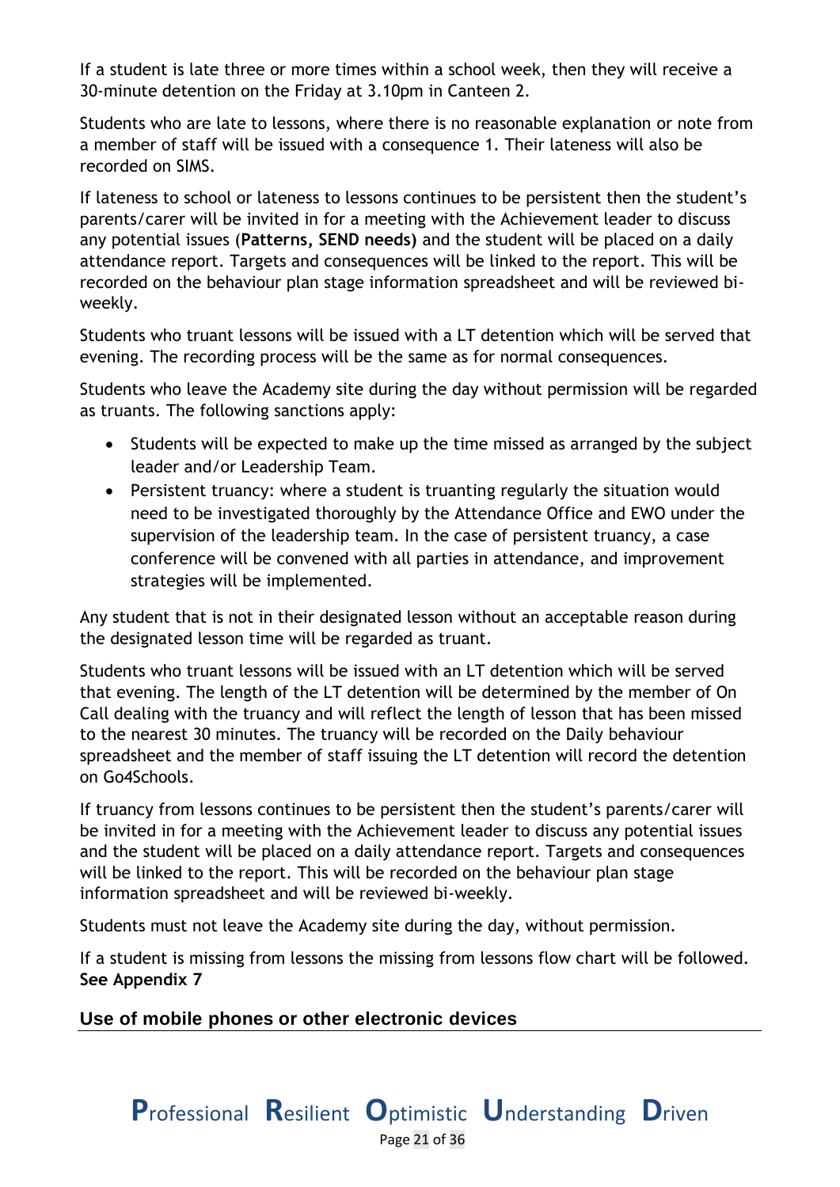If a student is late three or more times within a school week, then they will receive a 30-minute detention on the Friday at 3.10pm in Canteen 2.

Students who are late to lessons, where there is no reasonable explanation or note from a member of staff will be issued with a consequence 1. Their lateness will also be recorded on SIMS.

If lateness to school or lateness to lessons continues to be persistent then the student's parents/carer will be invited in for a meeting with the Achievement leader to discuss any potential issues (**Patterns, SEND needs)** and the student will be placed on a daily attendance report. Targets and consequences will be linked to the report. This will be recorded on the behaviour plan stage information spreadsheet and will be reviewed bi-weekly.

Students who truant lessons will be issued with a LT detention which will be served that evening. The recording process will be the same as for normal consequences.

Students who leave the Academy site during the day without permission will be regarded as truants. The following sanctions apply:

- Students will be expected to make up the time missed as arranged by the subject leader and/or Leadership Team.
- Persistent truancy: where a student is truanting regularly the situation would need to be investigated thoroughly by the Attendance Office and EWO under the supervision of the leadership team. In the case of persistent truancy, a case conference will be convened with all parties in attendance, and improvement strategies will be implemented.

Any student that is not in their designated lesson without an acceptable reason during the designated lesson time will be regarded as truant.

Students who truant lessons will be issued with an LT detention which will be served that evening. The length of the LT detention will be determined by the member of On Call dealing with the truancy and will reflect the length of lesson that has been missed to the nearest 30 minutes. The truancy will be recorded on the Daily behaviour spreadsheet and the member of staff issuing the LT detention will record the detention on Go4Schools.

If truancy from lessons continues to be persistent then the student's parents/carer will be invited in for a meeting with the Achievement leader to discuss any potential issues and the student will be placed on a daily attendance report. Targets and consequences will be linked to the report. This will be recorded on the behaviour plan stage information spreadsheet and will be reviewed bi-weekly.

Students must not leave the Academy site during the day, without permission.

If a student is missing from lessons the missing from lessons flow chart will be followed. **See Appendix 7**

## Use of mobile phones or other electronic devices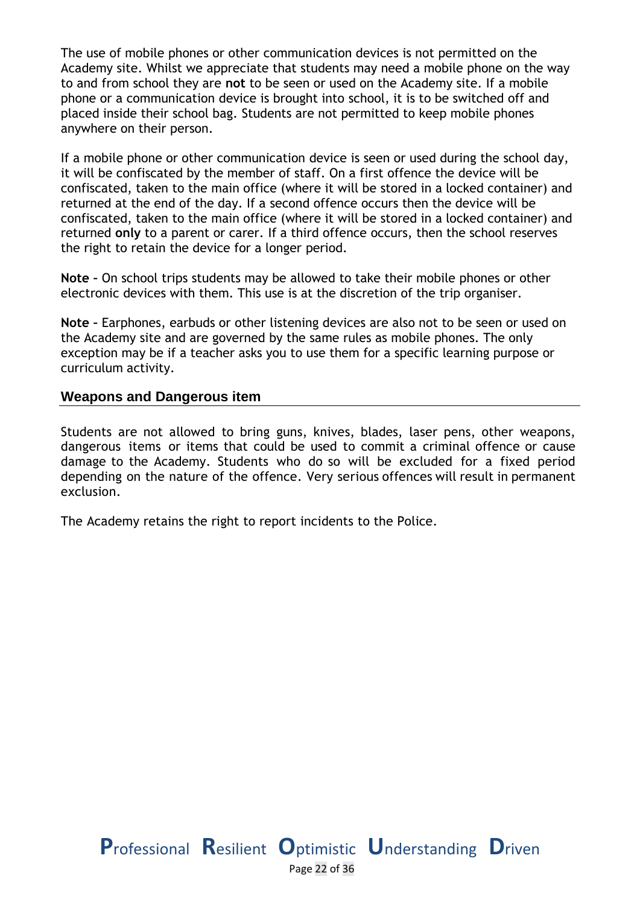The use of mobile phones or other communication devices is not permitted on the Academy site. Whilst we appreciate that students may need a mobile phone on the way to and from school they are **not** to be seen or used on the Academy site. If a mobile phone or a communication device is brought into school, it is to be switched off and placed inside their school bag. Students are not permitted to keep mobile phones anywhere on their person.

If a mobile phone or other communication device is seen or used during the school day, it will be confiscated by the member of staff. On a first offence the device will be confiscated, taken to the main office (where it will be stored in a locked container) and returned at the end of the day. If a second offence occurs then the device will be confiscated, taken to the main office (where it will be stored in a locked container) and returned **only** to a parent or carer. If a third offence occurs, then the school reserves the right to retain the device for a longer period.

**Note** – On school trips students may be allowed to take their mobile phones or other electronic devices with them. This use is at the discretion of the trip organiser.

**Note** – Earphones, earbuds or other listening devices are also not to be seen or used on the Academy site and are governed by the same rules as mobile phones. The only exception may be if a teacher asks you to use them for a specific learning purpose or curriculum activity.

## Weapons and Dangerous item

Students are not allowed to bring guns, knives, blades, laser pens, other weapons, dangerous items or items that could be used to commit a criminal offence or cause damage to the Academy. Students who do so will be excluded for a fixed period depending on the nature of the offence. Very serious offences will result in permanent exclusion.

The Academy retains the right to report incidents to the Police.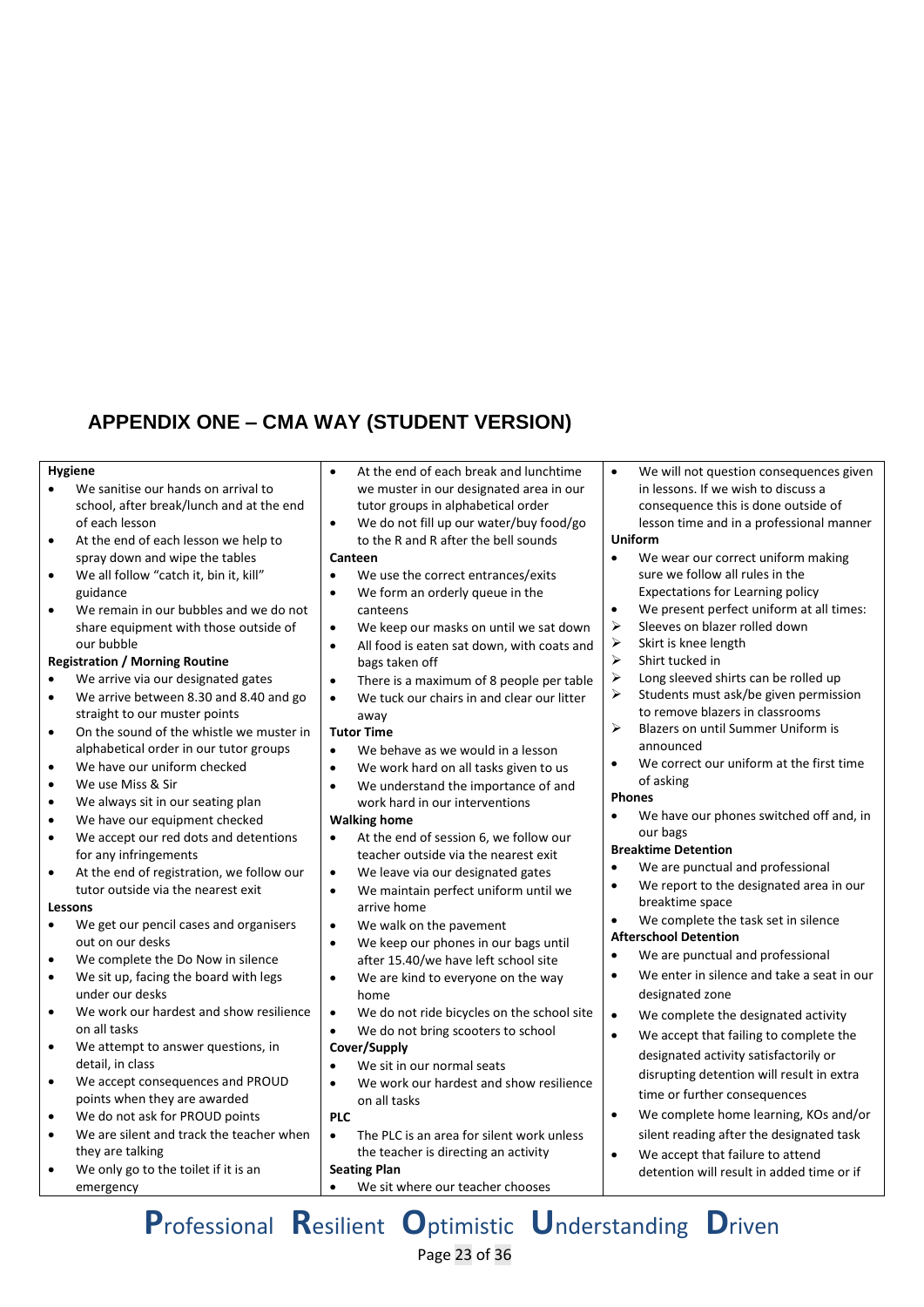## APPENDIX ONE – CMA WAY (STUDENT VERSION)

**Hygiene**

- We sanitise our hands on arrival to school, after break/lunch and at the end of each lesson
- At the end of each lesson we help to spray down and wipe the tables
- We all follow "catch it, bin it, kill" guidance
- We remain in our bubbles and we do not share equipment with those outside of our bubble

**Registration / Morning Routine**

- We arrive via our designated gates
- We arrive between 8.30 and 8.40 and go straight to our muster points
- On the sound of the whistle we muster in alphabetical order in our tutor groups
- We have our uniform checked
- We use Miss & Sir
- We always sit in our seating plan
- We have our equipment checked
- We accept our red dots and detentions for any infringements
- At the end of registration, we follow our tutor outside via the nearest exit

**Lessons**

- We get our pencil cases and organisers out on our desks
- We complete the Do Now in silence
- We sit up, facing the board with legs under our desks
- We work our hardest and show resilience on all tasks
- We attempt to answer questions, in detail, in class
- We accept consequences and PROUD points when they are awarded
- We do not ask for PROUD points
- We are silent and track the teacher when they are talking
- We only go to the toilet if it is an emergency
- At the end of each break and lunchtime we muster in our designated area in our tutor groups in alphabetical order
- We do not fill up our water/buy food/go to the R and R after the bell sounds

**Canteen**

- We use the correct entrances/exits
- We form an orderly queue in the canteens
- We keep our masks on until we sat down
- All food is eaten sat down, with coats and bags taken off
- There is a maximum of 8 people per table
- We tuck our chairs in and clear our litter away

**Tutor Time**

- We behave as we would in a lesson
- We work hard on all tasks given to us
- We understand the importance of and work hard in our interventions

**Walking home**

- At the end of session 6, we follow our teacher outside via the nearest exit
- We leave via our designated gates
- We maintain perfect uniform until we arrive home
- We walk on the pavement
- We keep our phones in our bags until after 15.40/we have left school site
- We are kind to everyone on the way home
- We do not ride bicycles on the school site
- We do not bring scooters to school

**Cover/Supply**

- We sit in our normal seats
- We work our hardest and show resilience on all tasks

**PLC**

- The PLC is an area for silent work unless the teacher is directing an activity

**Seating Plan**

- We sit where our teacher chooses
- We will not question consequences given in lessons. If we wish to discuss a consequence this is done outside of lesson time and in a professional manner

**Uniform**

- We wear our correct uniform making sure we follow all rules in the Expectations for Learning policy
- We present perfect uniform at all times:
  - Sleeves on blazer rolled down
  - Skirt is knee length
  - Shirt tucked in
  - Long sleeved shirts can be rolled up
  - Students must ask/be given permission to remove blazers in classrooms
  - Blazers on until Summer Uniform is announced
- We correct our uniform at the first time of asking

**Phones**

- We have our phones switched off and, in our bags

**Breaktime Detention**

- We are punctual and professional
- We report to the designated area in our breaktime space
- We complete the task set in silence

**Afterschool Detention**

- We are punctual and professional
- We enter in silence and take a seat in our designated zone
- We complete the designated activity
- We accept that failing to complete the designated activity satisfactorily or disrupting detention will result in extra time or further consequences
- We complete home learning, KOs and/or silent reading after the designated task
- We accept that failure to attend detention will result in added time or if

**P**rofessional **R**esilient **O**ptimistic **U**nderstanding **D**riven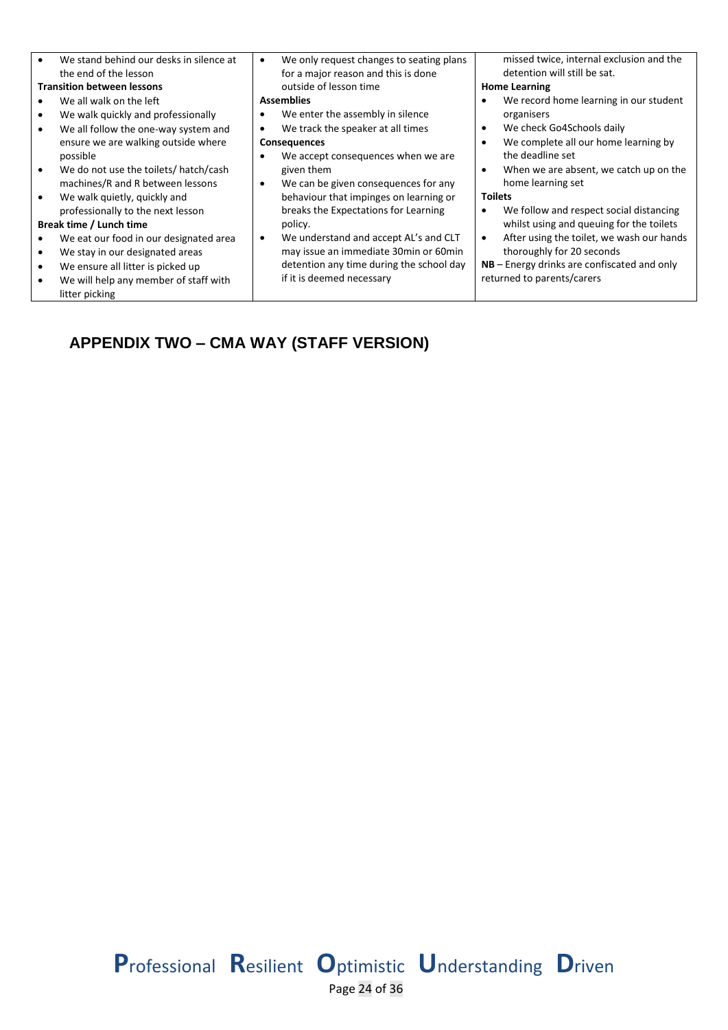- We stand behind our desks in silence at the end of the lesson

**Transition between lessons**

- We all walk on the left
- We walk quickly and professionally
- We all follow the one-way system and ensure we are walking outside where possible
- We do not use the toilets/ hatch/cash machines/R and R between lessons
- We walk quietly, quickly and professionally to the next lesson

**Break time / Lunch time**

- We eat our food in our designated area
- We stay in our designated areas
- We ensure all litter is picked up
- We will help any member of staff with litter picking

- We only request changes to seating plans for a major reason and this is done outside of lesson time

**Assemblies**

- We enter the assembly in silence
- We track the speaker at all times

**Consequences**

- We accept consequences when we are given them
- We can be given consequences for any behaviour that impinges on learning or breaks the Expectations for Learning policy.
- We understand and accept AL's and CLT may issue an immediate 30min or 60min detention any time during the school day if it is deemed necessary

missed twice, internal exclusion and the detention will still be sat.

**Home Learning**

- We record home learning in our student organisers
- We check Go4Schools daily
- We complete all our home learning by the deadline set
- When we are absent, we catch up on the home learning set

**Toilets**

- We follow and respect social distancing whilst using and queuing for the toilets
- After using the toilet, we wash our hands thoroughly for 20 seconds

**NB** – Energy drinks are confiscated and only returned to parents/carers

## APPENDIX TWO – CMA WAY (STAFF VERSION)

**P**rofessional **R**esilient **O**ptimistic **U**nderstanding **D**riven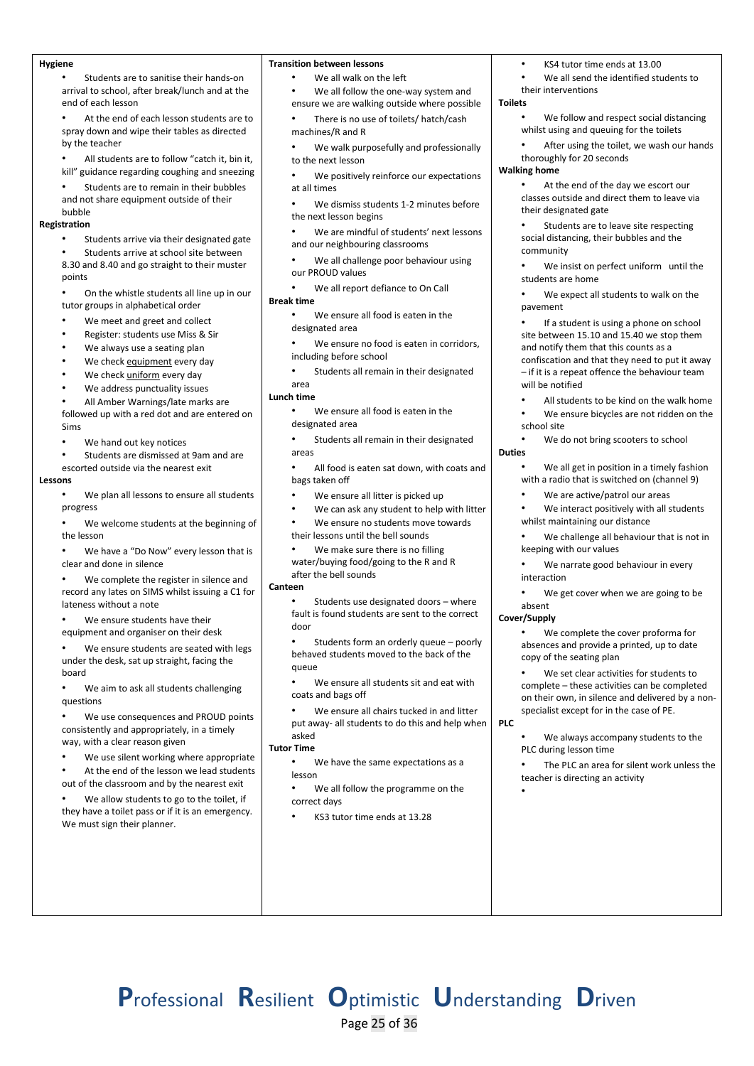**Hygiene**

- Students are to sanitise their hands-on arrival to school, after break/lunch and at the end of each lesson
- At the end of each lesson students are to spray down and wipe their tables as directed by the teacher
- All students are to follow "catch it, bin it, kill" guidance regarding coughing and sneezing
- Students are to remain in their bubbles and not share equipment outside of their bubble

**Registration**

- Students arrive via their designated gate
- Students arrive at school site between 8.30 and 8.40 and go straight to their muster points
- On the whistle students all line up in our tutor groups in alphabetical order
- We meet and greet and collect
- Register: students use Miss & Sir
- We always use a seating plan
- We check equipment every day
- We check uniform every day
- We address punctuality issues
- All Amber Warnings/late marks are followed up with a red dot and are entered on Sims
- We hand out key notices
- Students are dismissed at 9am and are escorted outside via the nearest exit

**Lessons**

- We plan all lessons to ensure all students progress
- We welcome students at the beginning of the lesson
- We have a "Do Now" every lesson that is clear and done in silence
- We complete the register in silence and record any lates on SIMS whilst issuing a C1 for lateness without a note
- We ensure students have their equipment and organiser on their desk
- We ensure students are seated with legs under the desk, sat up straight, facing the board
- We aim to ask all students challenging questions
- We use consequences and PROUD points consistently and appropriately, in a timely way, with a clear reason given
- We use silent working where appropriate
- At the end of the lesson we lead students out of the classroom and by the nearest exit
- We allow students to go to the toilet, if they have a toilet pass or if it is an emergency. We must sign their planner.

**Transition between lessons**

- We all walk on the left
- We all follow the one-way system and ensure we are walking outside where possible
- There is no use of toilets/ hatch/cash machines/R and R
- We walk purposefully and professionally to the next lesson
- We positively reinforce our expectations at all times
- We dismiss students 1-2 minutes before the next lesson begins
- We are mindful of students' next lessons and our neighbouring classrooms
- We all challenge poor behaviour using our PROUD values
- We all report defiance to On Call

**Break time**

- We ensure all food is eaten in the designated area
- We ensure no food is eaten in corridors, including before school
- Students all remain in their designated area

**Lunch time**

- We ensure all food is eaten in the designated area
- Students all remain in their designated areas
- All food is eaten sat down, with coats and bags taken off
- We ensure all litter is picked up
- We can ask any student to help with litter
- We ensure no students move towards their lessons until the bell sounds
- We make sure there is no filling water/buying food/going to the R and R after the bell sounds

**Canteen**

- Students use designated doors – where fault is found students are sent to the correct door
- Students form an orderly queue – poorly behaved students moved to the back of the queue
- We ensure all students sit and eat with coats and bags off
- We ensure all chairs tucked in and litter put away- all students to do this and help when asked

**Tutor Time**

- We have the same expectations as a lesson
- We all follow the programme on the correct days
- KS3 tutor time ends at 13.28
- KS4 tutor time ends at 13.00
- We all send the identified students to their interventions

**Toilets**

- We follow and respect social distancing whilst using and queuing for the toilets
- After using the toilet, we wash our hands thoroughly for 20 seconds

**Walking home**

- At the end of the day we escort our classes outside and direct them to leave via their designated gate
- Students are to leave site respecting social distancing, their bubbles and the community
- We insist on perfect uniform until the students are home
- We expect all students to walk on the pavement
- If a student is using a phone on school site between 15.10 and 15.40 we stop them and notify them that this counts as a confiscation and that they need to put it away – if it is a repeat offence the behaviour team will be notified
- All students to be kind on the walk home
- We ensure bicycles are not ridden on the school site
- We do not bring scooters to school

**Duties**

- We all get in position in a timely fashion with a radio that is switched on (channel 9)
- We are active/patrol our areas
- We interact positively with all students whilst maintaining our distance
- We challenge all behaviour that is not in keeping with our values
- We narrate good behaviour in every interaction
- We get cover when we are going to be absent

**Cover/Supply**

- We complete the cover proforma for absences and provide a printed, up to date copy of the seating plan
- We set clear activities for students to complete – these activities can be completed on their own, in silence and delivered by a non-specialist except for in the case of PE.

**PLC**

- We always accompany students to the PLC during lesson time
- The PLC an area for silent work unless the teacher is directing an activity

**P**rofessional **R**esilient **O**ptimistic **U**nderstanding **D**riven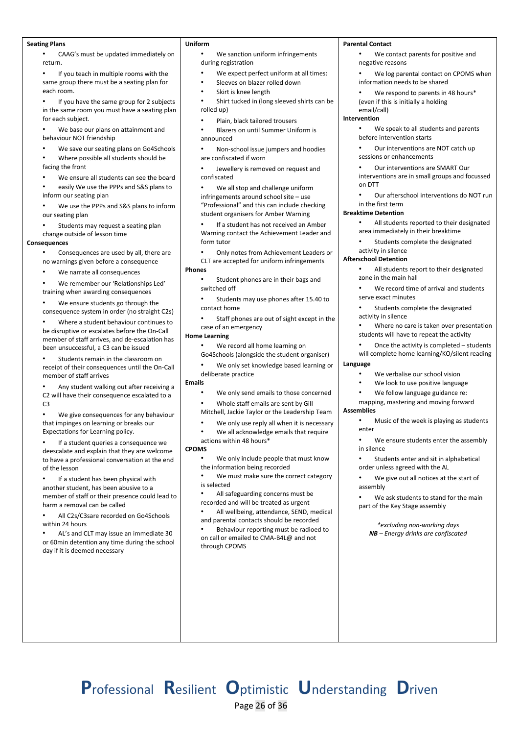**Seating Plans**

- CAAG's must be updated immediately on return.
- If you teach in multiple rooms with the same group there must be a seating plan for each room.
- If you have the same group for 2 subjects in the same room you must have a seating plan for each subject.
- We base our plans on attainment and behaviour NOT friendship
- We save our seating plans on Go4Schools
- Where possible all students should be facing the front
- We ensure all students can see the board
- easily We use the PPPs and S&S plans to inform our seating plan
- We use the PPPs and S&S plans to inform our seating plan
- Students may request a seating plan change outside of lesson time

**Consequences**

- Consequences are used by all, there are no warnings given before a consequence
- We narrate all consequences
- We remember our 'Relationships Led' training when awarding consequences
- We ensure students go through the consequence system in order (no straight C2s)
- Where a student behaviour continues to be disruptive or escalates before the On-Call member of staff arrives, and de-escalation has been unsuccessful, a C3 can be issued
- Students remain in the classroom on receipt of their consequences until the On-Call member of staff arrives
- Any student walking out after receiving a C2 will have their consequence escalated to a C3
- We give consequences for any behaviour that impinges on learning or breaks our Expectations for Learning policy.
- If a student queries a consequence we deescalate and explain that they are welcome to have a professional conversation at the end of the lesson
- If a student has been physical with another student, has been abusive to a member of staff or their presence could lead to harm a removal can be called
- All C2s/C3sare recorded on Go4Schools within 24 hours
- AL's and CLT may issue an immediate 30 or 60min detention any time during the school day if it is deemed necessary

**Uniform**

- We sanction uniform infringements during registration
- We expect perfect uniform at all times:
- Sleeves on blazer rolled down
- Skirt is knee length
- Shirt tucked in (long sleeved shirts can be rolled up)
- Plain, black tailored trousers
- Blazers on until Summer Uniform is announced
- Non-school issue jumpers and hoodies are confiscated if worn
- Jewellery is removed on request and confiscated
- We all stop and challenge uniform infringements around school site – use "Professional" and this can include checking student organisers for Amber Warning
- If a student has not received an Amber Warning contact the Achievement Leader and form tutor
- Only notes from Achievement Leaders or CLT are accepted for uniform infringements

**Phones**

- Student phones are in their bags and switched off
- Students may use phones after 15.40 to contact home
- Staff phones are out of sight except in the case of an emergency

**Home Learning**

- We record all home learning on Go4Schools (alongside the student organiser)
- We only set knowledge based learning or deliberate practice

**Emails**

- We only send emails to those concerned
- Whole staff emails are sent by Gill Mitchell, Jackie Taylor or the Leadership Team
- We only use reply all when it is necessary
- We all acknowledge emails that require actions within 48 hours*

**CPOMS**

- We only include people that must know the information being recorded
- We must make sure the correct category is selected
- All safeguarding concerns must be recorded and will be treated as urgent
- All wellbeing, attendance, SEND, medical and parental contacts should be recorded
- Behaviour reporting must be radioed to on call or emailed to CMA-B4L@ and not through CPOMS

**Parental Contact**

- We contact parents for positive and negative reasons
- We log parental contact on CPOMS when information needs to be shared
- We respond to parents in 48 hours* (even if this is initially a holding email/call)

**Intervention**

- We speak to all students and parents before intervention starts
- Our interventions are NOT catch up sessions or enhancements
- Our interventions are SMART Our interventions are in small groups and focussed on DTT
- Our afterschool interventions do NOT run in the first term

**Breaktime Detention**

- All students reported to their designated area immediately in their breaktime
- Students complete the designated activity in silence

**Afterschool Detention**

- All students report to their designated zone in the main hall
- We record time of arrival and students serve exact minutes
- Students complete the designated activity in silence
- Where no care is taken over presentation students will have to repeat the activity
- Once the activity is completed – students will complete home learning/KO/silent reading

**Language**

- We verbalise our school vision
- We look to use positive language
- We follow language guidance re: mapping, mastering and moving forward

**Assemblies**

- Music of the week is playing as students enter
- We ensure students enter the assembly in silence
- Students enter and sit in alphabetical order unless agreed with the AL
- We give out all notices at the start of assembly
- We ask students to stand for the main part of the Key Stage assembly

*\*excluding non-working days*

***NB** – Energy drinks are confiscated*

**P**rofessional **R**esilient **O**ptimistic **U**nderstanding **D**riven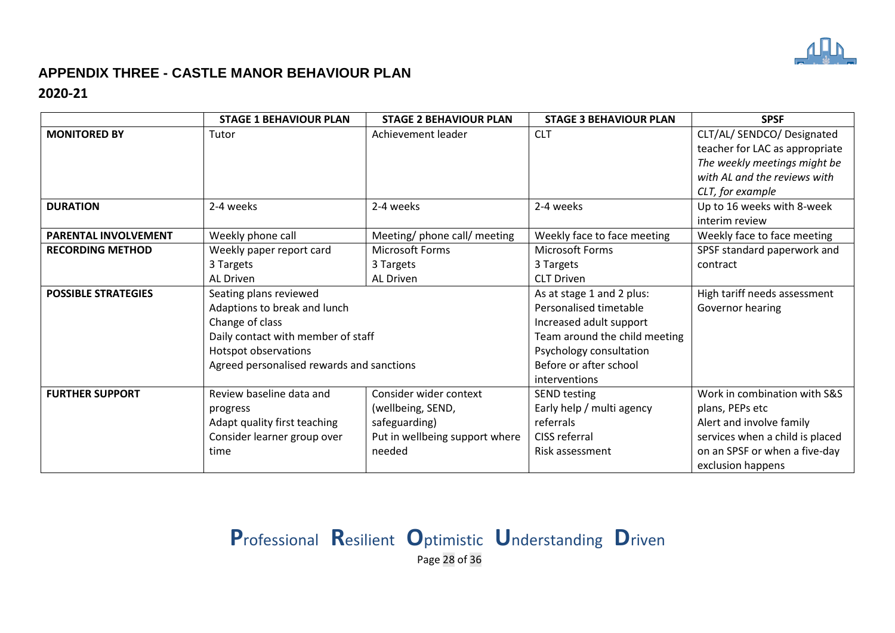## APPENDIX THREE - CASTLE MANOR BEHAVIOUR PLAN

**2020-21**

| | STAGE 1 BEHAVIOUR PLAN | STAGE 2 BEHAVIOUR PLAN | STAGE 3 BEHAVIOUR PLAN | SPSF |
|---|---|---|---|---|
| **MONITORED BY** | Tutor | Achievement leader | CLT | CLT/AL/ SENDCO/ Designated teacher for LAC as appropriate *The weekly meetings might be with AL and the reviews with CLT, for example* |
| **DURATION** | 2-4 weeks | 2-4 weeks | 2-4 weeks | Up to 16 weeks with 8-week interim review |
| **PARENTAL INVOLVEMENT** | Weekly phone call | Meeting/ phone call/ meeting | Weekly face to face meeting | Weekly face to face meeting |
| **RECORDING METHOD** | Weekly paper report card<br>3 Targets<br>AL Driven | Microsoft Forms<br>3 Targets<br>AL Driven | Microsoft Forms<br>3 Targets<br>CLT Driven | SPSF standard paperwork and contract |
| **POSSIBLE STRATEGIES** | Seating plans reviewed<br>Adaptions to break and lunch<br>Change of class<br>Daily contact with member of staff<br>Hotspot observations<br>Agreed personalised rewards and sanctions | | As at stage 1 and 2 plus:<br>Personalised timetable<br>Increased adult support<br>Team around the child meeting<br>Psychology consultation<br>Before or after school interventions | High tariff needs assessment<br>Governor hearing |
| **FURTHER SUPPORT** | Review baseline data and progress<br>Adapt quality first teaching<br>Consider learner group over time | Consider wider context (wellbeing, SEND, safeguarding)<br>Put in wellbeing support where needed | SEND testing<br>Early help / multi agency referrals<br>CISS referral<br>Risk assessment | Work in combination with S&S plans, PEPs etc<br>Alert and involve family services when a child is placed on an SPSF or when a five-day exclusion happens |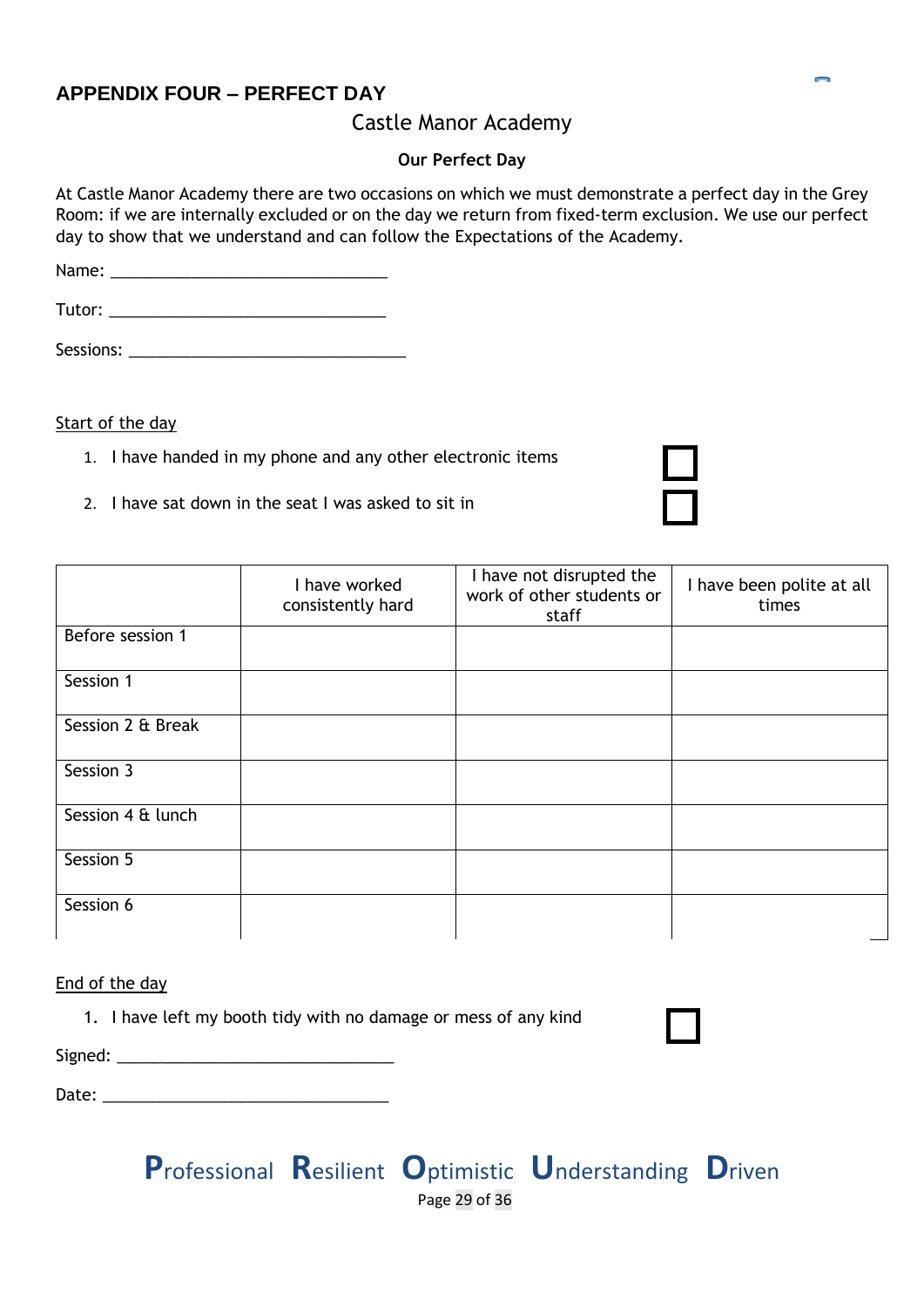## APPENDIX FOUR – PERFECT DAY

Castle Manor Academy

**Our Perfect Day**

At Castle Manor Academy there are two occasions on which we must demonstrate a perfect day in the Grey Room: if we are internally excluded or on the day we return from fixed-term exclusion. We use our perfect day to show that we understand and can follow the Expectations of the Academy.

Name: ______________________________

Tutor: ______________________________

Sessions: ______________________________

Start of the day

1. I have handed in my phone and any other electronic items ☐
2. I have sat down in the seat I was asked to sit in ☐

| | I have worked consistently hard | I have not disrupted the work of other students or staff | I have been polite at all times |
|---|---|---|---|
| Before session 1 | | | |
| Session 1 | | | |
| Session 2 & Break | | | |
| Session 3 | | | |
| Session 4 & lunch | | | |
| Session 5 | | | |
| Session 6 | | | |

End of the day

1. I have left my booth tidy with no damage or mess of any kind ☐

Signed: ______________________________

Date: ______________________________

**P**rofessional **R**esilient **O**ptimistic **U**nderstanding **D**riven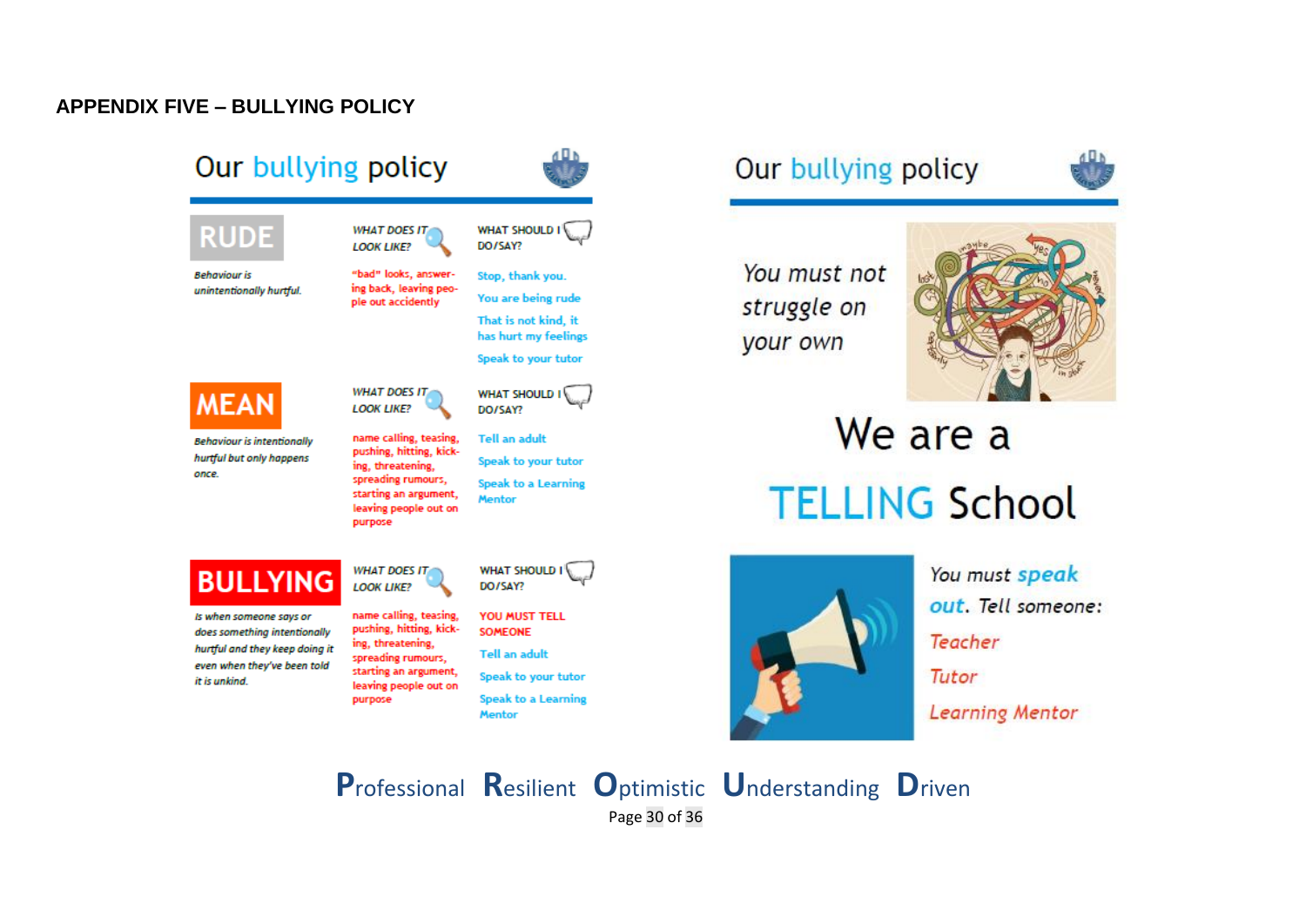## APPENDIX FIVE – BULLYING POLICY

### Our bullying policy

| | WHAT DOES IT LOOK LIKE? | WHAT SHOULD I DO/SAY? |
|---|---|---|
| **RUDE** — *Behaviour is unintentionally hurtful.* | "bad" looks, answering back, leaving people out accidently | Stop, thank you. You are being rude. That is not kind, it has hurt my feelings. Speak to your tutor |
| **MEAN** — *Behaviour is intentionally hurtful but only happens once.* | name calling, teasing, pushing, hitting, kicking, threatening, spreading rumours, starting an argument, leaving people out on purpose | Tell an adult. Speak to your tutor. Speak to a Learning Mentor |
| **BULLYING** — *Is when someone says or does something intentionally hurtful and they keep doing it even when they've been told it is unkind.* | name calling, teasing, pushing, hitting, kicking, threatening, spreading rumours, starting an argument, leaving people out on purpose | YOU MUST TELL SOMEONE. Tell an adult. Speak to your tutor. Speak to a Learning Mentor |

### Our bullying policy

*You must not struggle on your own*

# We are a TELLING School

*You must speak out. Tell someone:*

- *Teacher*
- *Tutor*
- *Learning Mentor*

**P**rofessional **R**esilient **O**ptimistic **U**nderstanding **D**riven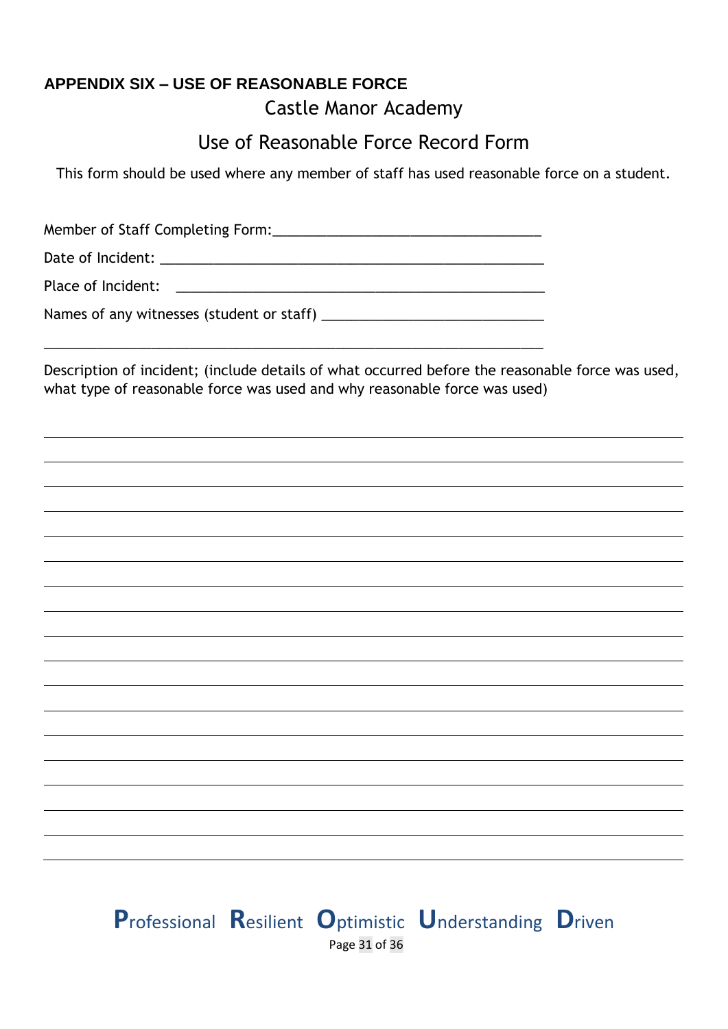## APPENDIX SIX – USE OF REASONABLE FORCE

# Castle Manor Academy

# Use of Reasonable Force Record Form

This form should be used where any member of staff has used reasonable force on a student.

Member of Staff Completing Form:___________________________________

Date of Incident: ____________________________________________________

Place of Incident: ___________________________________________________

Names of any witnesses (student or staff) ____________________________

____________________________________________________________________

Description of incident; (include details of what occurred before the reasonable force was used, what type of reasonable force was used and why reasonable force was used)

____________________________________________________________________

____________________________________________________________________

____________________________________________________________________

____________________________________________________________________

____________________________________________________________________

____________________________________________________________________

____________________________________________________________________

____________________________________________________________________

____________________________________________________________________

____________________________________________________________________

____________________________________________________________________

____________________________________________________________________

____________________________________________________________________

____________________________________________________________________

____________________________________________________________________

____________________________________________________________________

____________________________________________________________________

**P**rofessional **R**esilient **O**ptimistic **U**nderstanding **D**riven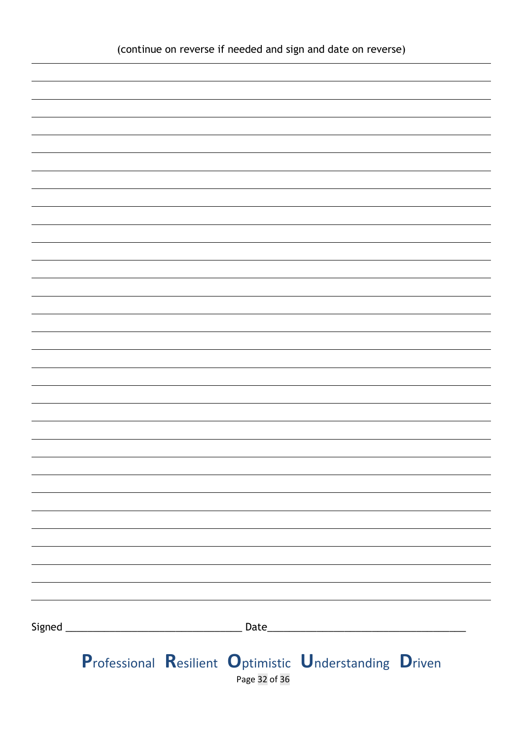(continue on reverse if needed and sign and date on reverse)

Signed ________________________________ Date____________________________________

**P**rofessional **R**esilient **O**ptimistic **U**nderstanding **D**riven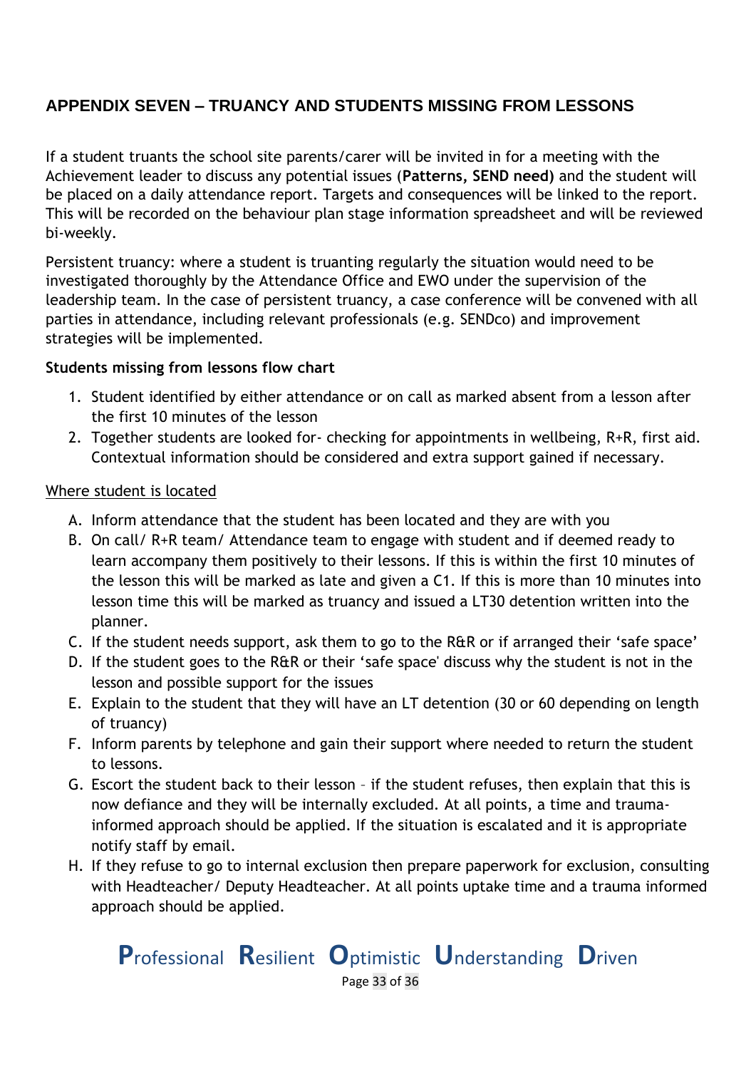## APPENDIX SEVEN – TRUANCY AND STUDENTS MISSING FROM LESSONS

If a student truants the school site parents/carer will be invited in for a meeting with the Achievement leader to discuss any potential issues (**Patterns, SEND need)** and the student will be placed on a daily attendance report. Targets and consequences will be linked to the report. This will be recorded on the behaviour plan stage information spreadsheet and will be reviewed bi-weekly.

Persistent truancy: where a student is truanting regularly the situation would need to be investigated thoroughly by the Attendance Office and EWO under the supervision of the leadership team. In the case of persistent truancy, a case conference will be convened with all parties in attendance, including relevant professionals (e.g. SENDco) and improvement strategies will be implemented.

**Students missing from lessons flow chart**

1. Student identified by either attendance or on call as marked absent from a lesson after the first 10 minutes of the lesson
2. Together students are looked for- checking for appointments in wellbeing, R+R, first aid. Contextual information should be considered and extra support gained if necessary.

<u>Where student is located</u>

A. Inform attendance that the student has been located and they are with you
B. On call/ R+R team/ Attendance team to engage with student and if deemed ready to learn accompany them positively to their lessons. If this is within the first 10 minutes of the lesson this will be marked as late and given a C1. If this is more than 10 minutes into lesson time this will be marked as truancy and issued a LT30 detention written into the planner.
C. If the student needs support, ask them to go to the R&R or if arranged their 'safe space'
D. If the student goes to the R&R or their 'safe space' discuss why the student is not in the lesson and possible support for the issues
E. Explain to the student that they will have an LT detention (30 or 60 depending on length of truancy)
F. Inform parents by telephone and gain their support where needed to return the student to lessons.
G. Escort the student back to their lesson – if the student refuses, then explain that this is now defiance and they will be internally excluded. At all points, a time and trauma-informed approach should be applied. If the situation is escalated and it is appropriate notify staff by email.
H. If they refuse to go to internal exclusion then prepare paperwork for exclusion, consulting with Headteacher/ Deputy Headteacher. At all points uptake time and a trauma informed approach should be applied.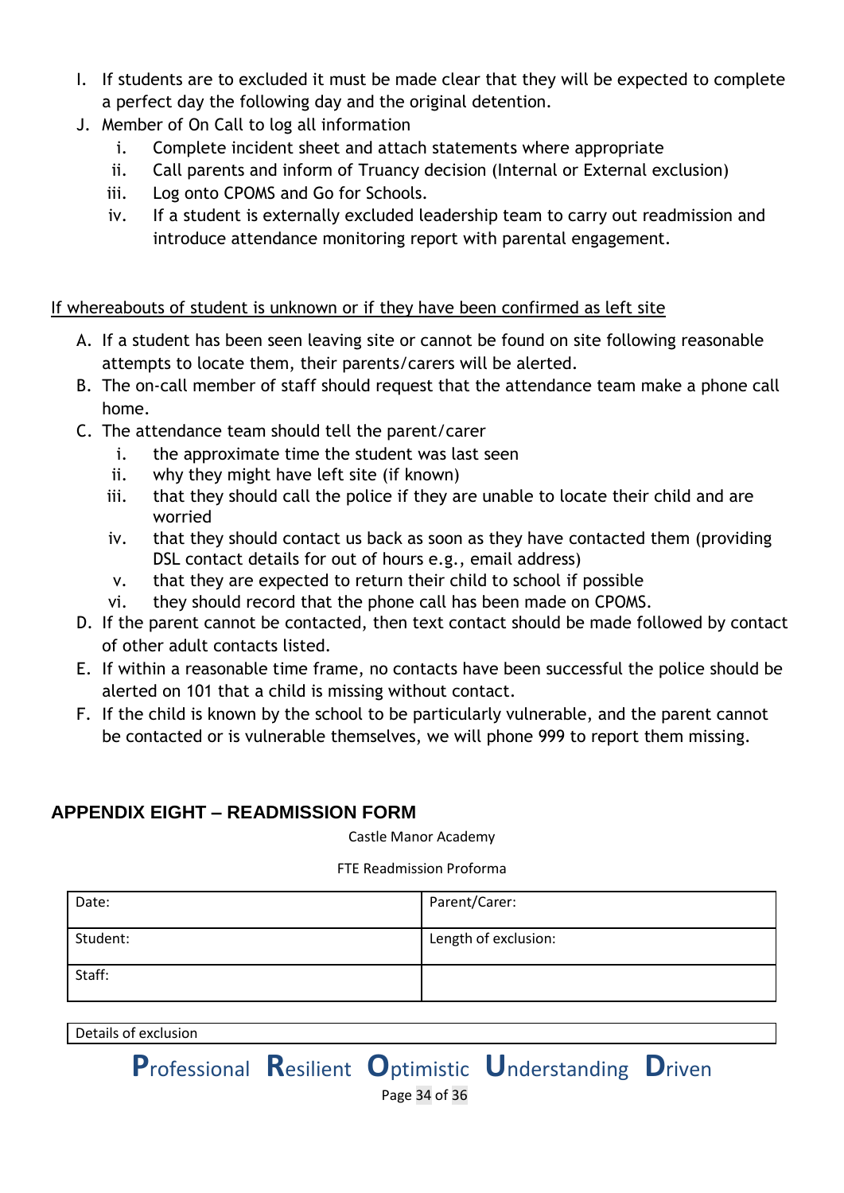I. If students are to excluded it must be made clear that they will be expected to complete a perfect day the following day and the original detention.
J. Member of On Call to log all information
    i. Complete incident sheet and attach statements where appropriate
    ii. Call parents and inform of Truancy decision (Internal or External exclusion)
    iii. Log onto CPOMS and Go for Schools.
    iv. If a student is externally excluded leadership team to carry out readmission and introduce attendance monitoring report with parental engagement.

<u>If whereabouts of student is unknown or if they have been confirmed as left site</u>

A. If a student has been seen leaving site or cannot be found on site following reasonable attempts to locate them, their parents/carers will be alerted.
B. The on-call member of staff should request that the attendance team make a phone call home.
C. The attendance team should tell the parent/carer
    i. the approximate time the student was last seen
    ii. why they might have left site (if known)
    iii. that they should call the police if they are unable to locate their child and are worried
    iv. that they should contact us back as soon as they have contacted them (providing DSL contact details for out of hours e.g., email address)
    v. that they are expected to return their child to school if possible
    vi. they should record that the phone call has been made on CPOMS.
D. If the parent cannot be contacted, then text contact should be made followed by contact of other adult contacts listed.
E. If within a reasonable time frame, no contacts have been successful the police should be alerted on 101 that a child is missing without contact.
F. If the child is known by the school to be particularly vulnerable, and the parent cannot be contacted or is vulnerable themselves, we will phone 999 to report them missing.

## APPENDIX EIGHT – READMISSION FORM

Castle Manor Academy

FTE Readmission Proforma

| Date: | Parent/Carer: |
|---|---|
| Student: | Length of exclusion: |
| Staff: | |

| Details of exclusion |
|---|

**P**rofessional **R**esilient **O**ptimistic **U**nderstanding **D**riven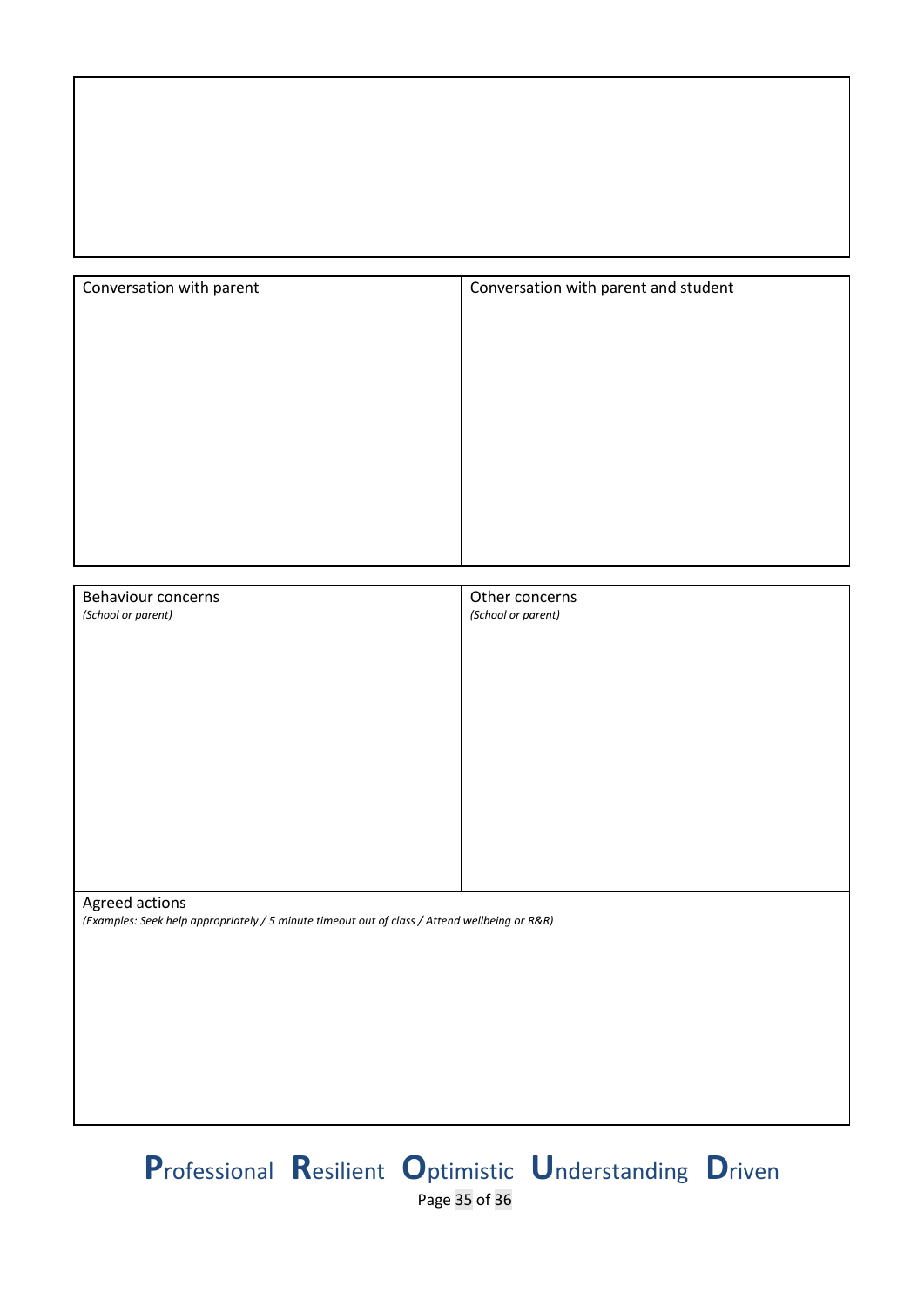| |
|---|
| |

| Conversation with parent | Conversation with parent and student |
|---|---|
| | |

| Behaviour concerns<br>*(School or parent)* | Other concerns<br>*(School or parent)* |
|---|---|
| | |
| Agreed actions<br>*(Examples: Seek help appropriately / 5 minute timeout out of class / Attend wellbeing or R&R)* | |

**P**rofessional **R**esilient **O**ptimistic **U**nderstanding **D**riven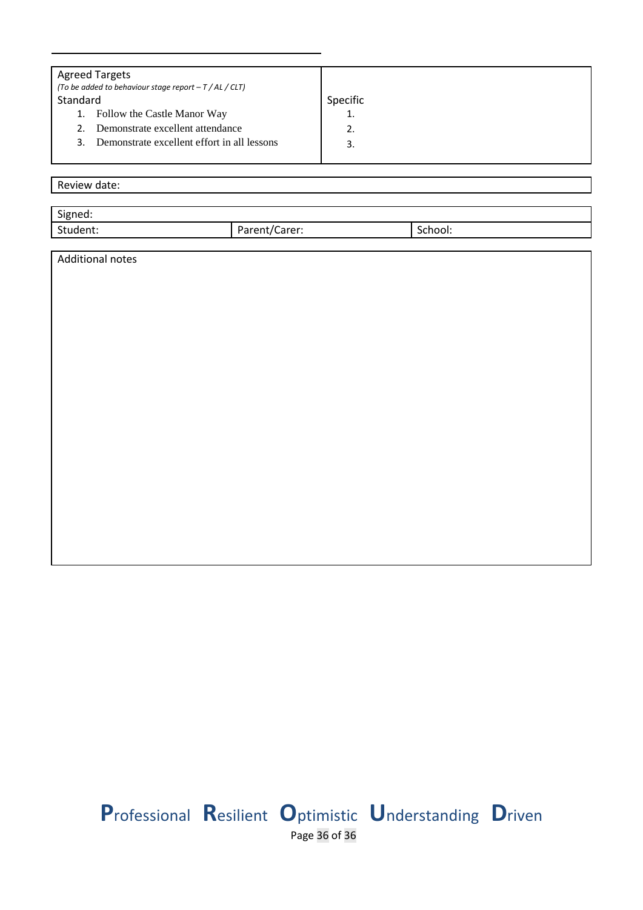| Agreed Targets<br>*(To be added to behaviour stage report – T / AL / CLT)*<br>Standard<br>1. Follow the Castle Manor Way<br>2. Demonstrate excellent attendance<br>3. Demonstrate excellent effort in all lessons | Specific<br>1.<br>2.<br>3. |
|---|---|

| Review date: |
|---|

| Signed: | | |
|---|---|---|
| Student: | Parent/Carer: | School: |

| Additional notes |
|---|
| |

**P**rofessional **R**esilient **O**ptimistic **U**nderstanding **D**riven